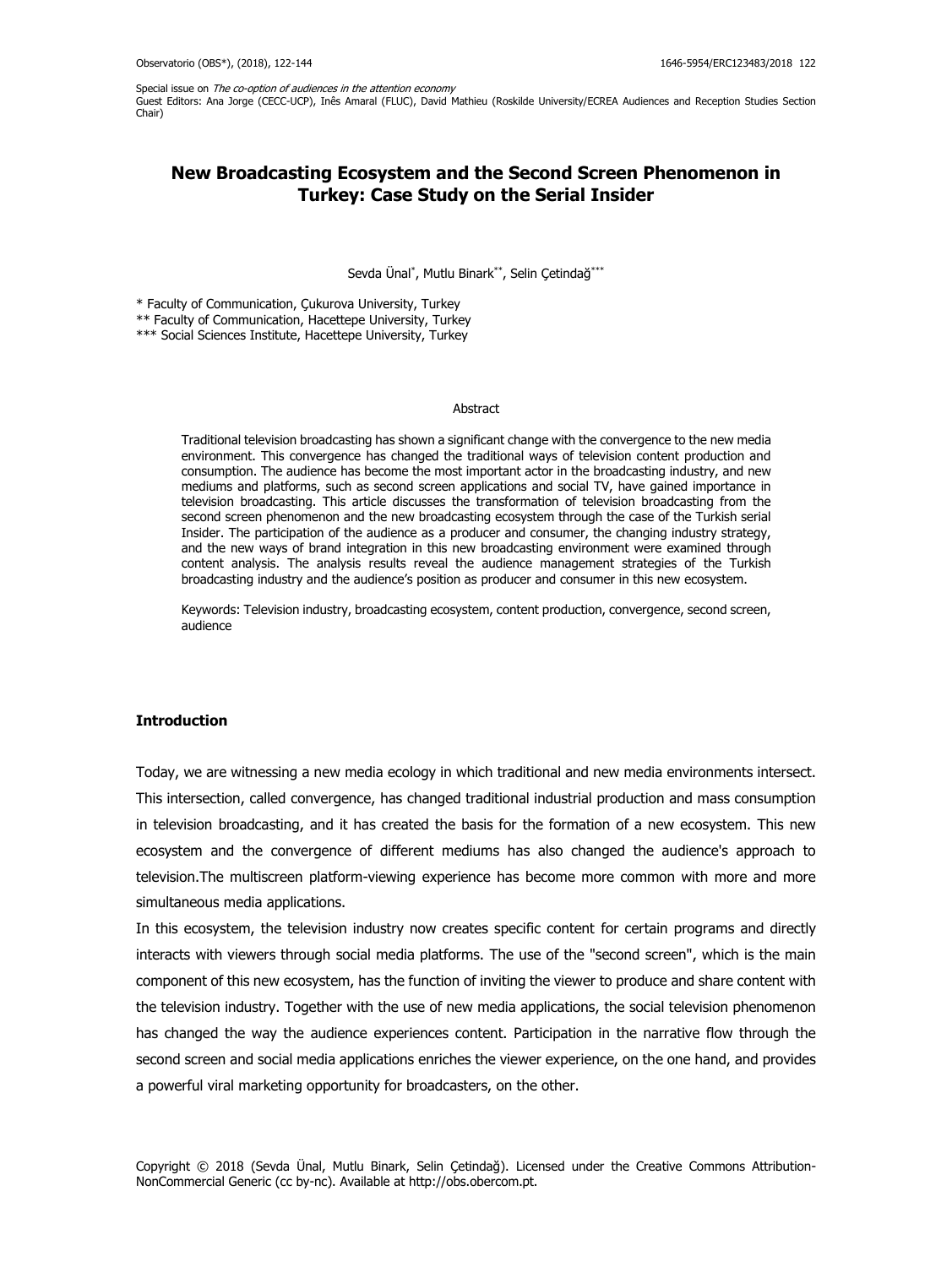Special issue on *The co-option of audiences in the attention economy*
Guest Editors: Ana Jorge (CECC-UCP), Inês Amaral (FLUC), David Mathieu (Roskilde University/ECREA Audiences and Reception Studies Section Chair)

# New Broadcasting Ecosystem and the Second Screen Phenomenon in Turkey: Case Study on the Serial Insider

Sevda Ünal*, Mutlu Binark**, Selin Çetindağ***

\* Faculty of Communication, Çukurova University, Turkey
\*\* Faculty of Communication, Hacettepe University, Turkey
\*\*\* Social Sciences Institute, Hacettepe University, Turkey

## Abstract

Traditional television broadcasting has shown a significant change with the convergence to the new media environment. This convergence has changed the traditional ways of television content production and consumption. The audience has become the most important actor in the broadcasting industry, and new mediums and platforms, such as second screen applications and social TV, have gained importance in television broadcasting. This article discusses the transformation of television broadcasting from the second screen phenomenon and the new broadcasting ecosystem through the case of the Turkish serial Insider. The participation of the audience as a producer and consumer, the changing industry strategy, and the new ways of brand integration in this new broadcasting environment were examined through content analysis. The analysis results reveal the audience management strategies of the Turkish broadcasting industry and the audience's position as producer and consumer in this new ecosystem.

Keywords: Television industry, broadcasting ecosystem, content production, convergence, second screen, audience

## Introduction

Today, we are witnessing a new media ecology in which traditional and new media environments intersect. This intersection, called convergence, has changed traditional industrial production and mass consumption in television broadcasting, and it has created the basis for the formation of a new ecosystem. This new ecosystem and the convergence of different mediums has also changed the audience's approach to television.The multiscreen platform-viewing experience has become more common with more and more simultaneous media applications.

In this ecosystem, the television industry now creates specific content for certain programs and directly interacts with viewers through social media platforms. The use of the "second screen", which is the main component of this new ecosystem, has the function of inviting the viewer to produce and share content with the television industry. Together with the use of new media applications, the social television phenomenon has changed the way the audience experiences content. Participation in the narrative flow through the second screen and social media applications enriches the viewer experience, on the one hand, and provides a powerful viral marketing opportunity for broadcasters, on the other.

Copyright © 2018 (Sevda Ünal, Mutlu Binark, Selin Çetindağ). Licensed under the Creative Commons Attribution-NonCommercial Generic (cc by-nc). Available at http://obs.obercom.pt.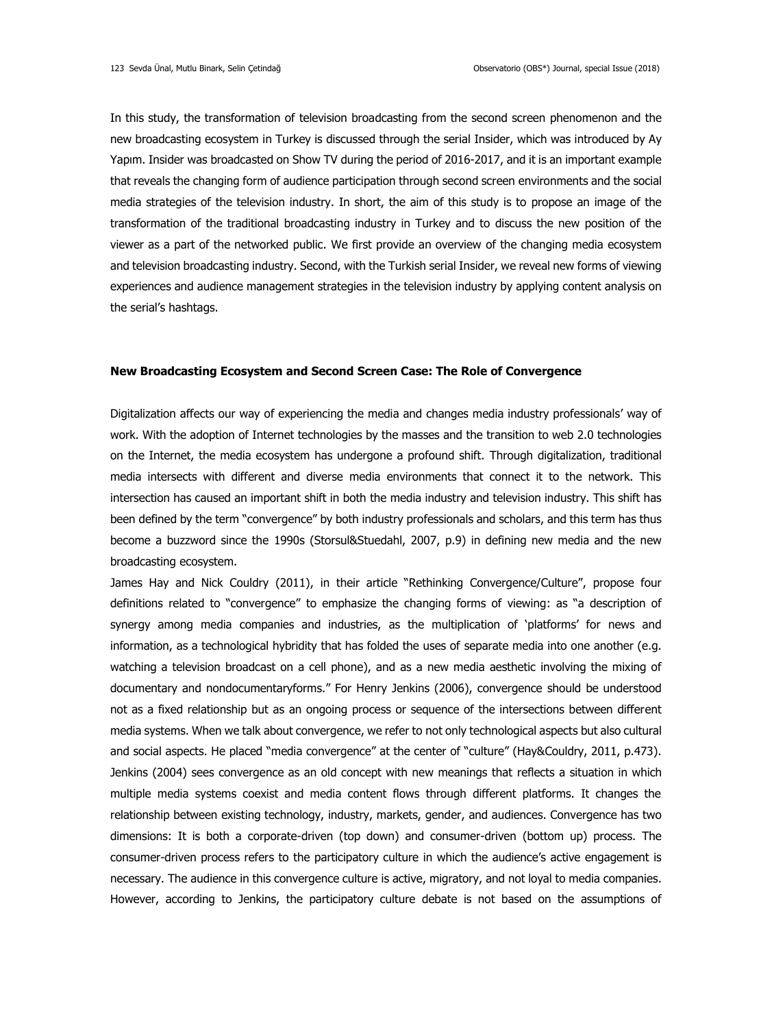In this study, the transformation of television broadcasting from the second screen phenomenon and the new broadcasting ecosystem in Turkey is discussed through the serial Insider, which was introduced by Ay Yapım. Insider was broadcasted on Show TV during the period of 2016-2017, and it is an important example that reveals the changing form of audience participation through second screen environments and the social media strategies of the television industry. In short, the aim of this study is to propose an image of the transformation of the traditional broadcasting industry in Turkey and to discuss the new position of the viewer as a part of the networked public. We first provide an overview of the changing media ecosystem and television broadcasting industry. Second, with the Turkish serial Insider, we reveal new forms of viewing experiences and audience management strategies in the television industry by applying content analysis on the serial's hashtags.

## New Broadcasting Ecosystem and Second Screen Case: The Role of Convergence

Digitalization affects our way of experiencing the media and changes media industry professionals' way of work. With the adoption of Internet technologies by the masses and the transition to web 2.0 technologies on the Internet, the media ecosystem has undergone a profound shift. Through digitalization, traditional media intersects with different and diverse media environments that connect it to the network. This intersection has caused an important shift in both the media industry and television industry. This shift has been defined by the term "convergence" by both industry professionals and scholars, and this term has thus become a buzzword since the 1990s (Storsul&Stuedahl, 2007, p.9) in defining new media and the new broadcasting ecosystem.

James Hay and Nick Couldry (2011), in their article "Rethinking Convergence/Culture", propose four definitions related to "convergence" to emphasize the changing forms of viewing: as "a description of synergy among media companies and industries, as the multiplication of 'platforms' for news and information, as a technological hybridity that has folded the uses of separate media into one another (e.g. watching a television broadcast on a cell phone), and as a new media aesthetic involving the mixing of documentary and nondocumentaryforms." For Henry Jenkins (2006), convergence should be understood not as a fixed relationship but as an ongoing process or sequence of the intersections between different media systems. When we talk about convergence, we refer to not only technological aspects but also cultural and social aspects. He placed "media convergence" at the center of "culture" (Hay&Couldry, 2011, p.473). Jenkins (2004) sees convergence as an old concept with new meanings that reflects a situation in which multiple media systems coexist and media content flows through different platforms. It changes the relationship between existing technology, industry, markets, gender, and audiences. Convergence has two dimensions: It is both a corporate-driven (top down) and consumer-driven (bottom up) process. The consumer-driven process refers to the participatory culture in which the audience's active engagement is necessary. The audience in this convergence culture is active, migratory, and not loyal to media companies. However, according to Jenkins, the participatory culture debate is not based on the assumptions of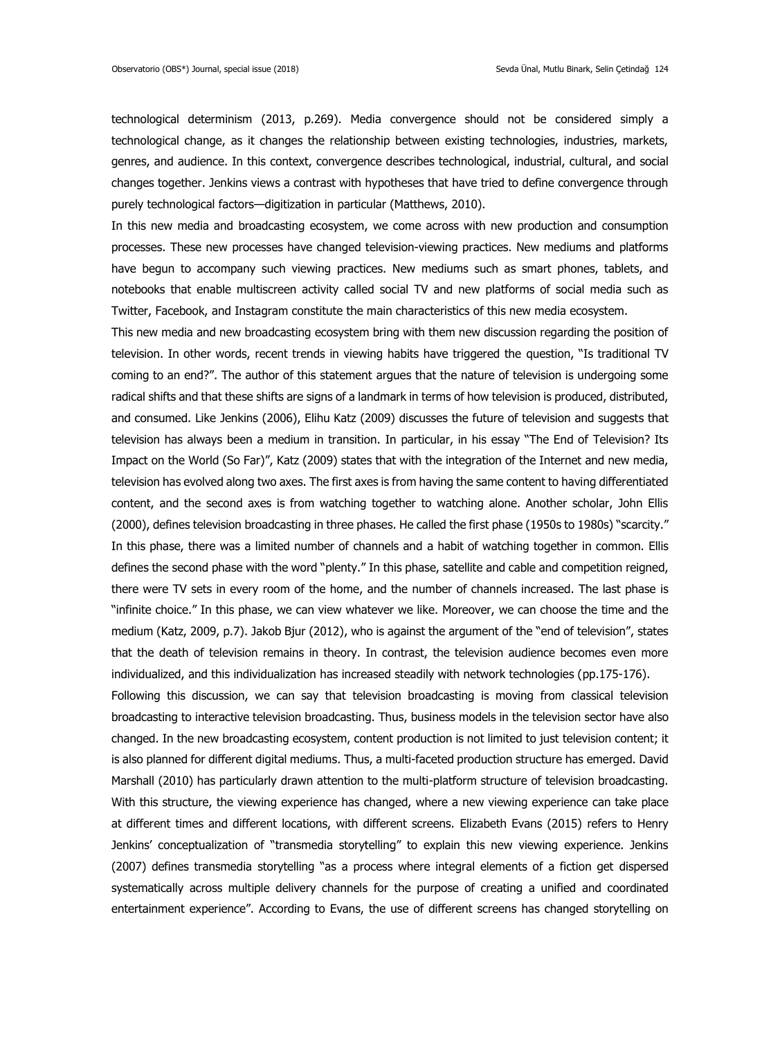technological determinism (2013, p.269). Media convergence should not be considered simply a technological change, as it changes the relationship between existing technologies, industries, markets, genres, and audience. In this context, convergence describes technological, industrial, cultural, and social changes together. Jenkins views a contrast with hypotheses that have tried to define convergence through purely technological factors—digitization in particular (Matthews, 2010).

In this new media and broadcasting ecosystem, we come across with new production and consumption processes. These new processes have changed television-viewing practices. New mediums and platforms have begun to accompany such viewing practices. New mediums such as smart phones, tablets, and notebooks that enable multiscreen activity called social TV and new platforms of social media such as Twitter, Facebook, and Instagram constitute the main characteristics of this new media ecosystem.

This new media and new broadcasting ecosystem bring with them new discussion regarding the position of television. In other words, recent trends in viewing habits have triggered the question, "Is traditional TV coming to an end?". The author of this statement argues that the nature of television is undergoing some radical shifts and that these shifts are signs of a landmark in terms of how television is produced, distributed, and consumed. Like Jenkins (2006), Elihu Katz (2009) discusses the future of television and suggests that television has always been a medium in transition. In particular, in his essay "The End of Television? Its Impact on the World (So Far)", Katz (2009) states that with the integration of the Internet and new media, television has evolved along two axes. The first axes is from having the same content to having differentiated content, and the second axes is from watching together to watching alone. Another scholar, John Ellis (2000), defines television broadcasting in three phases. He called the first phase (1950s to 1980s) "scarcity." In this phase, there was a limited number of channels and a habit of watching together in common. Ellis defines the second phase with the word "plenty." In this phase, satellite and cable and competition reigned, there were TV sets in every room of the home, and the number of channels increased. The last phase is "infinite choice." In this phase, we can view whatever we like. Moreover, we can choose the time and the medium (Katz, 2009, p.7). Jakob Bjur (2012), who is against the argument of the "end of television", states that the death of television remains in theory. In contrast, the television audience becomes even more individualized, and this individualization has increased steadily with network technologies (pp.175-176).

Following this discussion, we can say that television broadcasting is moving from classical television broadcasting to interactive television broadcasting. Thus, business models in the television sector have also changed. In the new broadcasting ecosystem, content production is not limited to just television content; it is also planned for different digital mediums. Thus, a multi-faceted production structure has emerged. David Marshall (2010) has particularly drawn attention to the multi-platform structure of television broadcasting. With this structure, the viewing experience has changed, where a new viewing experience can take place at different times and different locations, with different screens. Elizabeth Evans (2015) refers to Henry Jenkins' conceptualization of "transmedia storytelling" to explain this new viewing experience. Jenkins (2007) defines transmedia storytelling "as a process where integral elements of a fiction get dispersed systematically across multiple delivery channels for the purpose of creating a unified and coordinated entertainment experience". According to Evans, the use of different screens has changed storytelling on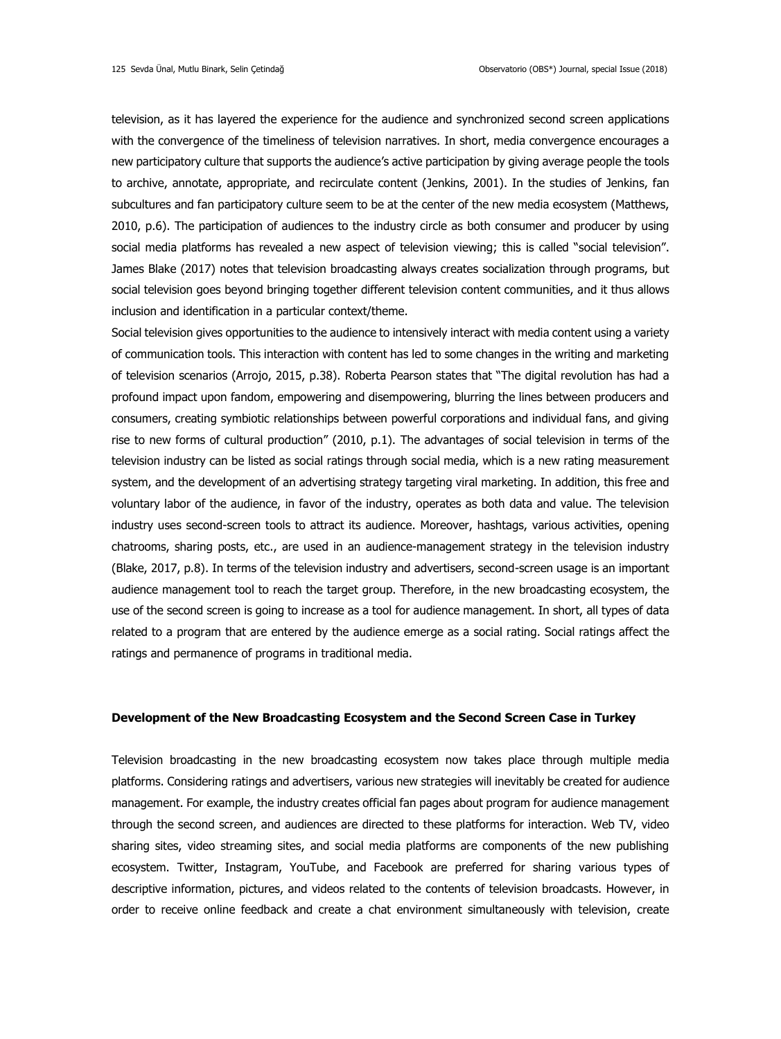television, as it has layered the experience for the audience and synchronized second screen applications with the convergence of the timeliness of television narratives. In short, media convergence encourages a new participatory culture that supports the audience's active participation by giving average people the tools to archive, annotate, appropriate, and recirculate content (Jenkins, 2001). In the studies of Jenkins, fan subcultures and fan participatory culture seem to be at the center of the new media ecosystem (Matthews, 2010, p.6). The participation of audiences to the industry circle as both consumer and producer by using social media platforms has revealed a new aspect of television viewing; this is called "social television". James Blake (2017) notes that television broadcasting always creates socialization through programs, but social television goes beyond bringing together different television content communities, and it thus allows inclusion and identification in a particular context/theme.

Social television gives opportunities to the audience to intensively interact with media content using a variety of communication tools. This interaction with content has led to some changes in the writing and marketing of television scenarios (Arrojo, 2015, p.38). Roberta Pearson states that "The digital revolution has had a profound impact upon fandom, empowering and disempowering, blurring the lines between producers and consumers, creating symbiotic relationships between powerful corporations and individual fans, and giving rise to new forms of cultural production" (2010, p.1). The advantages of social television in terms of the television industry can be listed as social ratings through social media, which is a new rating measurement system, and the development of an advertising strategy targeting viral marketing. In addition, this free and voluntary labor of the audience, in favor of the industry, operates as both data and value. The television industry uses second-screen tools to attract its audience. Moreover, hashtags, various activities, opening chatrooms, sharing posts, etc., are used in an audience-management strategy in the television industry (Blake, 2017, p.8). In terms of the television industry and advertisers, second-screen usage is an important audience management tool to reach the target group. Therefore, in the new broadcasting ecosystem, the use of the second screen is going to increase as a tool for audience management. In short, all types of data related to a program that are entered by the audience emerge as a social rating. Social ratings affect the ratings and permanence of programs in traditional media.

## Development of the New Broadcasting Ecosystem and the Second Screen Case in Turkey

Television broadcasting in the new broadcasting ecosystem now takes place through multiple media platforms. Considering ratings and advertisers, various new strategies will inevitably be created for audience management. For example, the industry creates official fan pages about program for audience management through the second screen, and audiences are directed to these platforms for interaction. Web TV, video sharing sites, video streaming sites, and social media platforms are components of the new publishing ecosystem. Twitter, Instagram, YouTube, and Facebook are preferred for sharing various types of descriptive information, pictures, and videos related to the contents of television broadcasts. However, in order to receive online feedback and create a chat environment simultaneously with television, create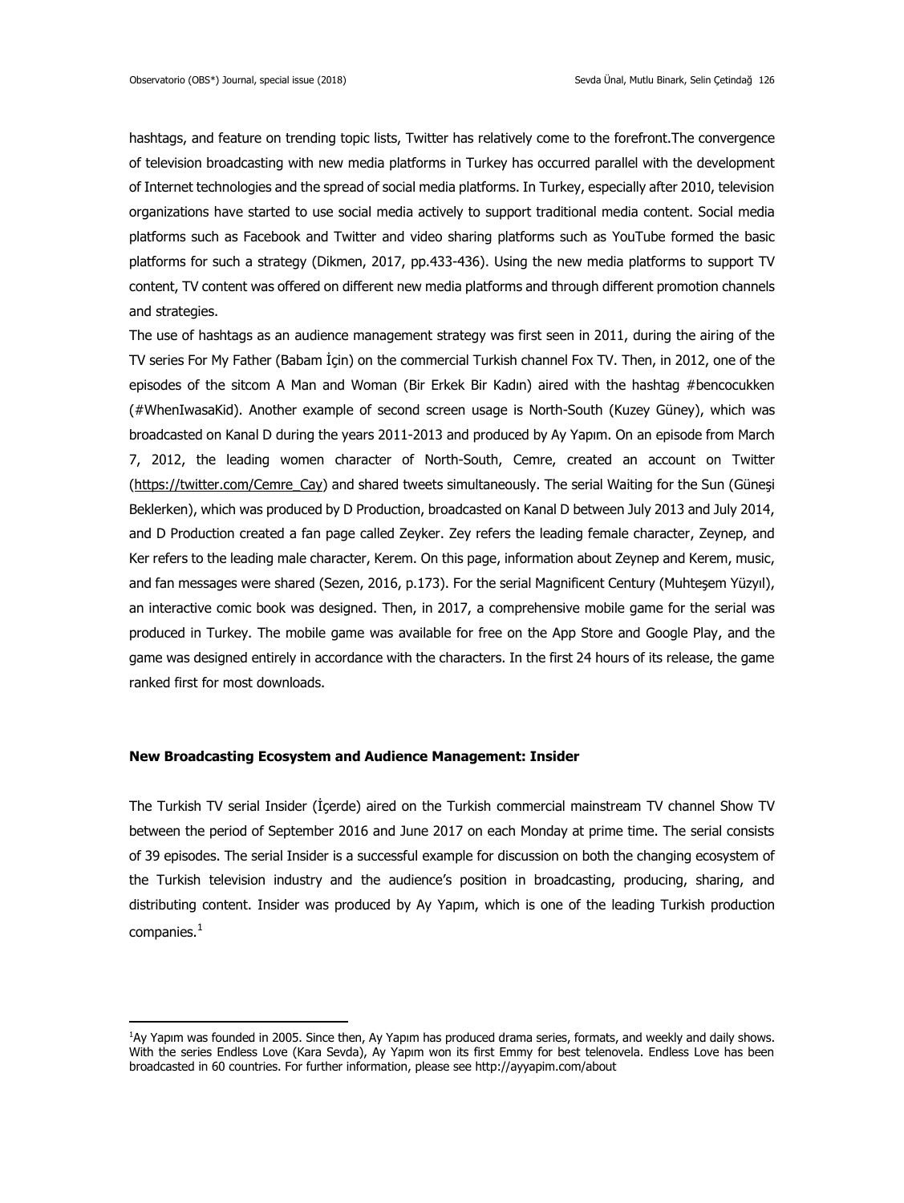hashtags, and feature on trending topic lists, Twitter has relatively come to the forefront.The convergence of television broadcasting with new media platforms in Turkey has occurred parallel with the development of Internet technologies and the spread of social media platforms. In Turkey, especially after 2010, television organizations have started to use social media actively to support traditional media content. Social media platforms such as Facebook and Twitter and video sharing platforms such as YouTube formed the basic platforms for such a strategy (Dikmen, 2017, pp.433-436). Using the new media platforms to support TV content, TV content was offered on different new media platforms and through different promotion channels and strategies.

The use of hashtags as an audience management strategy was first seen in 2011, during the airing of the TV series For My Father (Babam İçin) on the commercial Turkish channel Fox TV. Then, in 2012, one of the episodes of the sitcom A Man and Woman (Bir Erkek Bir Kadın) aired with the hashtag #bencocukken (#WhenIwasaKid). Another example of second screen usage is North-South (Kuzey Güney), which was broadcasted on Kanal D during the years 2011-2013 and produced by Ay Yapım. On an episode from March 7, 2012, the leading women character of North-South, Cemre, created an account on Twitter (https://twitter.com/Cemre_Cay) and shared tweets simultaneously. The serial Waiting for the Sun (Güneşi Beklerken), which was produced by D Production, broadcasted on Kanal D between July 2013 and July 2014, and D Production created a fan page called Zeyker. Zey refers the leading female character, Zeynep, and Ker refers to the leading male character, Kerem. On this page, information about Zeynep and Kerem, music, and fan messages were shared (Sezen, 2016, p.173). For the serial Magnificent Century (Muhteşem Yüzyıl), an interactive comic book was designed. Then, in 2017, a comprehensive mobile game for the serial was produced in Turkey. The mobile game was available for free on the App Store and Google Play, and the game was designed entirely in accordance with the characters. In the first 24 hours of its release, the game ranked first for most downloads.

**New Broadcasting Ecosystem and Audience Management: Insider**

The Turkish TV serial Insider (İçerde) aired on the Turkish commercial mainstream TV channel Show TV between the period of September 2016 and June 2017 on each Monday at prime time. The serial consists of 39 episodes. The serial Insider is a successful example for discussion on both the changing ecosystem of the Turkish television industry and the audience's position in broadcasting, producing, sharing, and distributing content. Insider was produced by Ay Yapım, which is one of the leading Turkish production companies.[1]

[1] Ay Yapım was founded in 2005. Since then, Ay Yapım has produced drama series, formats, and weekly and daily shows. With the series Endless Love (Kara Sevda), Ay Yapım won its first Emmy for best telenovela. Endless Love has been broadcasted in 60 countries. For further information, please see http://ayyapim.com/about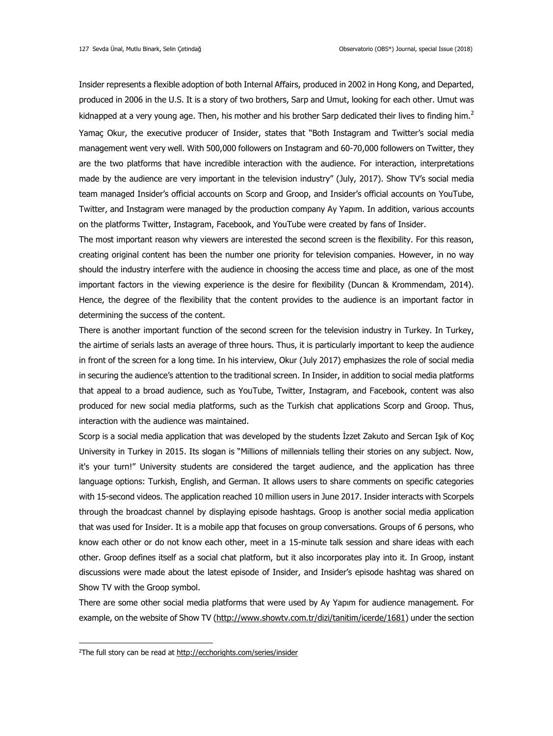Insider represents a flexible adoption of both Internal Affairs, produced in 2002 in Hong Kong, and Departed, produced in 2006 in the U.S. It is a story of two brothers, Sarp and Umut, looking for each other. Umut was kidnapped at a very young age. Then, his mother and his brother Sarp dedicated their lives to finding him.[2]

Yamaç Okur, the executive producer of Insider, states that "Both Instagram and Twitter's social media management went very well. With 500,000 followers on Instagram and 60-70,000 followers on Twitter, they are the two platforms that have incredible interaction with the audience. For interaction, interpretations made by the audience are very important in the television industry" (July, 2017). Show TV's social media team managed Insider's official accounts on Scorp and Groop, and Insider's official accounts on YouTube, Twitter, and Instagram were managed by the production company Ay Yapım. In addition, various accounts on the platforms Twitter, Instagram, Facebook, and YouTube were created by fans of Insider.

The most important reason why viewers are interested the second screen is the flexibility. For this reason, creating original content has been the number one priority for television companies. However, in no way should the industry interfere with the audience in choosing the access time and place, as one of the most important factors in the viewing experience is the desire for flexibility (Duncan & Krommendam, 2014). Hence, the degree of the flexibility that the content provides to the audience is an important factor in determining the success of the content.

There is another important function of the second screen for the television industry in Turkey. In Turkey, the airtime of serials lasts an average of three hours. Thus, it is particularly important to keep the audience in front of the screen for a long time. In his interview, Okur (July 2017) emphasizes the role of social media in securing the audience's attention to the traditional screen. In Insider, in addition to social media platforms that appeal to a broad audience, such as YouTube, Twitter, Instagram, and Facebook, content was also produced for new social media platforms, such as the Turkish chat applications Scorp and Groop. Thus, interaction with the audience was maintained.

Scorp is a social media application that was developed by the students İzzet Zakuto and Sercan Işık of Koç University in Turkey in 2015. Its slogan is "Millions of millennials telling their stories on any subject. Now, it's your turn!" University students are considered the target audience, and the application has three language options: Turkish, English, and German. It allows users to share comments on specific categories with 15-second videos. The application reached 10 million users in June 2017. Insider interacts with Scorpels through the broadcast channel by displaying episode hashtags. Groop is another social media application that was used for Insider. It is a mobile app that focuses on group conversations. Groups of 6 persons, who know each other or do not know each other, meet in a 15-minute talk session and share ideas with each other. Groop defines itself as a social chat platform, but it also incorporates play into it. In Groop, instant discussions were made about the latest episode of Insider, and Insider's episode hashtag was shared on Show TV with the Groop symbol.

There are some other social media platforms that were used by Ay Yapım for audience management. For example, on the website of Show TV (http://www.showtv.com.tr/dizi/tanitim/icerde/1681) under the section

---

[2] The full story can be read at http://ecchorights.com/series/insider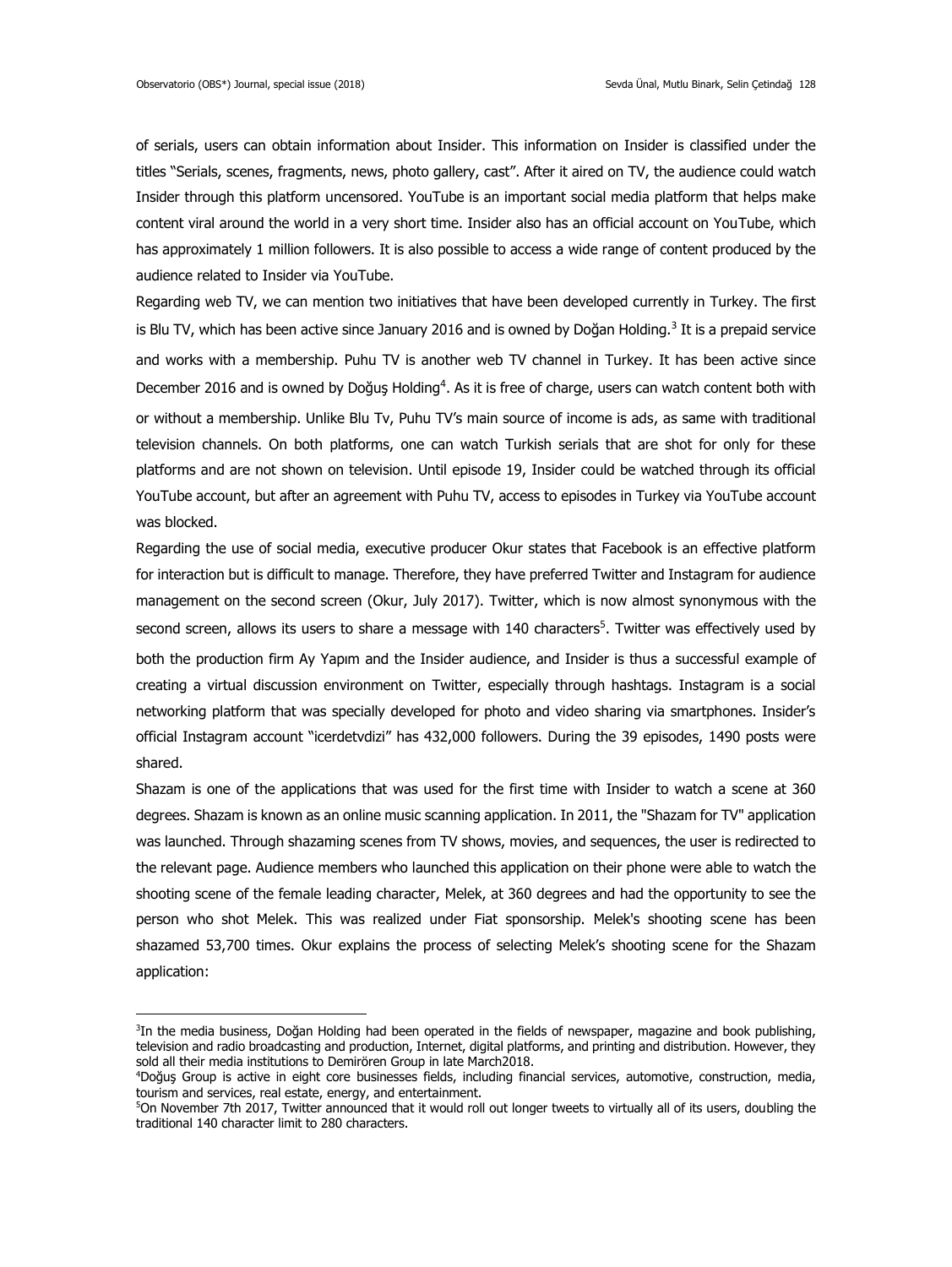of serials, users can obtain information about Insider. This information on Insider is classified under the titles "Serials, scenes, fragments, news, photo gallery, cast". After it aired on TV, the audience could watch Insider through this platform uncensored. YouTube is an important social media platform that helps make content viral around the world in a very short time. Insider also has an official account on YouTube, which has approximately 1 million followers. It is also possible to access a wide range of content produced by the audience related to Insider via YouTube.

Regarding web TV, we can mention two initiatives that have been developed currently in Turkey. The first is Blu TV, which has been active since January 2016 and is owned by Doğan Holding.[3] It is a prepaid service and works with a membership. Puhu TV is another web TV channel in Turkey. It has been active since December 2016 and is owned by Doğuş Holding[4]. As it is free of charge, users can watch content both with or without a membership. Unlike Blu Tv, Puhu TV's main source of income is ads, as same with traditional television channels. On both platforms, one can watch Turkish serials that are shot for only for these platforms and are not shown on television. Until episode 19, Insider could be watched through its official YouTube account, but after an agreement with Puhu TV, access to episodes in Turkey via YouTube account was blocked.

Regarding the use of social media, executive producer Okur states that Facebook is an effective platform for interaction but is difficult to manage. Therefore, they have preferred Twitter and Instagram for audience management on the second screen (Okur, July 2017). Twitter, which is now almost synonymous with the second screen, allows its users to share a message with 140 characters[5]. Twitter was effectively used by both the production firm Ay Yapım and the Insider audience, and Insider is thus a successful example of creating a virtual discussion environment on Twitter, especially through hashtags. Instagram is a social networking platform that was specially developed for photo and video sharing via smartphones. Insider's official Instagram account "icerdetvdizi" has 432,000 followers. During the 39 episodes, 1490 posts were shared.

Shazam is one of the applications that was used for the first time with Insider to watch a scene at 360 degrees. Shazam is known as an online music scanning application. In 2011, the "Shazam for TV" application was launched. Through shazaming scenes from TV shows, movies, and sequences, the user is redirected to the relevant page. Audience members who launched this application on their phone were able to watch the shooting scene of the female leading character, Melek, at 360 degrees and had the opportunity to see the person who shot Melek. This was realized under Fiat sponsorship. Melek's shooting scene has been shazamed 53,700 times. Okur explains the process of selecting Melek's shooting scene for the Shazam application:

---

[3]In the media business, Doğan Holding had been operated in the fields of newspaper, magazine and book publishing, television and radio broadcasting and production, Internet, digital platforms, and printing and distribution. However, they sold all their media institutions to Demirören Group in late March2018.

[4]Doğuş Group is active in eight core businesses fields, including financial services, automotive, construction, media, tourism and services, real estate, energy, and entertainment.

[5]On November 7th 2017, Twitter announced that it would roll out longer tweets to virtually all of its users, doubling the traditional 140 character limit to 280 characters.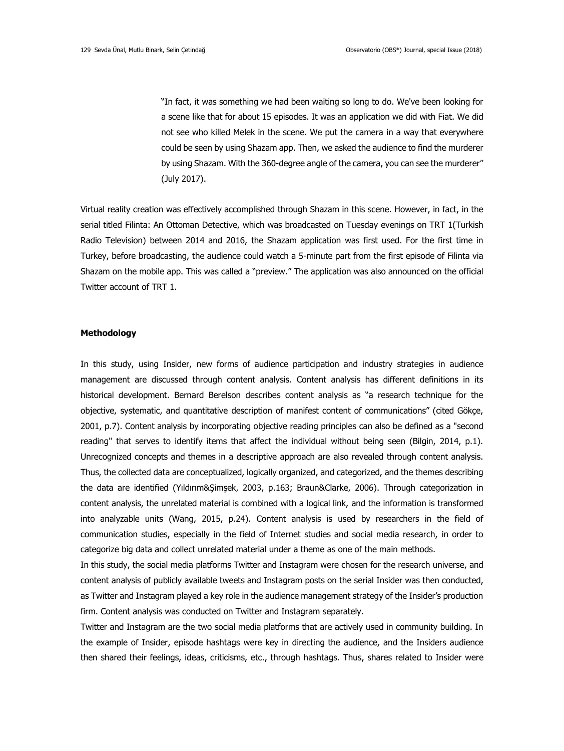> "In fact, it was something we had been waiting so long to do. We've been looking for a scene like that for about 15 episodes. It was an application we did with Fiat. We did not see who killed Melek in the scene. We put the camera in a way that everywhere could be seen by using Shazam app. Then, we asked the audience to find the murderer by using Shazam. With the 360-degree angle of the camera, you can see the murderer" (July 2017).

Virtual reality creation was effectively accomplished through Shazam in this scene. However, in fact, in the serial titled Filinta: An Ottoman Detective, which was broadcasted on Tuesday evenings on TRT 1(Turkish Radio Television) between 2014 and 2016, the Shazam application was first used. For the first time in Turkey, before broadcasting, the audience could watch a 5-minute part from the first episode of Filinta via Shazam on the mobile app. This was called a "preview." The application was also announced on the official Twitter account of TRT 1.

**Methodology**

In this study, using Insider, new forms of audience participation and industry strategies in audience management are discussed through content analysis. Content analysis has different definitions in its historical development. Bernard Berelson describes content analysis as "a research technique for the objective, systematic, and quantitative description of manifest content of communications" (cited Gökçe, 2001, p.7). Content analysis by incorporating objective reading principles can also be defined as a "second reading" that serves to identify items that affect the individual without being seen (Bilgin, 2014, p.1). Unrecognized concepts and themes in a descriptive approach are also revealed through content analysis. Thus, the collected data are conceptualized, logically organized, and categorized, and the themes describing the data are identified (Yıldırım&Şimşek, 2003, p.163; Braun&Clarke, 2006). Through categorization in content analysis, the unrelated material is combined with a logical link, and the information is transformed into analyzable units (Wang, 2015, p.24). Content analysis is used by researchers in the field of communication studies, especially in the field of Internet studies and social media research, in order to categorize big data and collect unrelated material under a theme as one of the main methods.

In this study, the social media platforms Twitter and Instagram were chosen for the research universe, and content analysis of publicly available tweets and Instagram posts on the serial Insider was then conducted, as Twitter and Instagram played a key role in the audience management strategy of the Insider's production firm. Content analysis was conducted on Twitter and Instagram separately.

Twitter and Instagram are the two social media platforms that are actively used in community building. In the example of Insider, episode hashtags were key in directing the audience, and the Insiders audience then shared their feelings, ideas, criticisms, etc., through hashtags. Thus, shares related to Insider were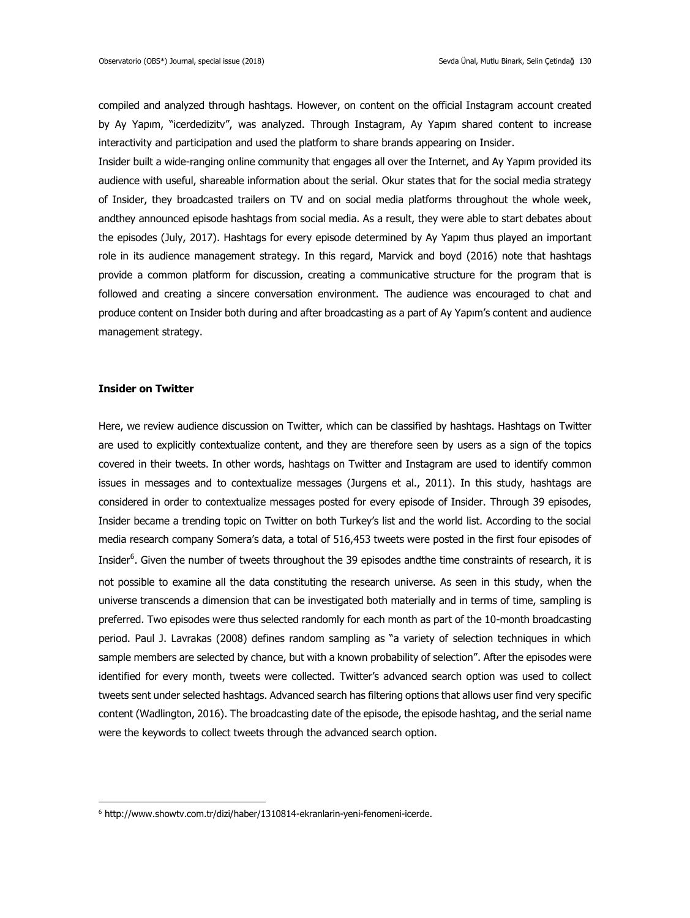compiled and analyzed through hashtags. However, on content on the official Instagram account created by Ay Yapım, "icerdedizitv", was analyzed. Through Instagram, Ay Yapım shared content to increase interactivity and participation and used the platform to share brands appearing on Insider.

Insider built a wide-ranging online community that engages all over the Internet, and Ay Yapım provided its audience with useful, shareable information about the serial. Okur states that for the social media strategy of Insider, they broadcasted trailers on TV and on social media platforms throughout the whole week, andthey announced episode hashtags from social media. As a result, they were able to start debates about the episodes (July, 2017). Hashtags for every episode determined by Ay Yapım thus played an important role in its audience management strategy. In this regard, Marvick and boyd (2016) note that hashtags provide a common platform for discussion, creating a communicative structure for the program that is followed and creating a sincere conversation environment. The audience was encouraged to chat and produce content on Insider both during and after broadcasting as a part of Ay Yapım's content and audience management strategy.

**Insider on Twitter**

Here, we review audience discussion on Twitter, which can be classified by hashtags. Hashtags on Twitter are used to explicitly contextualize content, and they are therefore seen by users as a sign of the topics covered in their tweets. In other words, hashtags on Twitter and Instagram are used to identify common issues in messages and to contextualize messages (Jurgens et al., 2011). In this study, hashtags are considered in order to contextualize messages posted for every episode of Insider. Through 39 episodes, Insider became a trending topic on Twitter on both Turkey's list and the world list. According to the social media research company Somera's data, a total of 516,453 tweets were posted in the first four episodes of Insider[6]. Given the number of tweets throughout the 39 episodes andthe time constraints of research, it is not possible to examine all the data constituting the research universe. As seen in this study, when the universe transcends a dimension that can be investigated both materially and in terms of time, sampling is preferred. Two episodes were thus selected randomly for each month as part of the 10-month broadcasting period. Paul J. Lavrakas (2008) defines random sampling as "a variety of selection techniques in which sample members are selected by chance, but with a known probability of selection". After the episodes were identified for every month, tweets were collected. Twitter's advanced search option was used to collect tweets sent under selected hashtags. Advanced search has filtering options that allows user find very specific content (Wadlington, 2016). The broadcasting date of the episode, the episode hashtag, and the serial name were the keywords to collect tweets through the advanced search option.

---

[6] http://www.showtv.com.tr/dizi/haber/1310814-ekranlarin-yeni-fenomeni-icerde.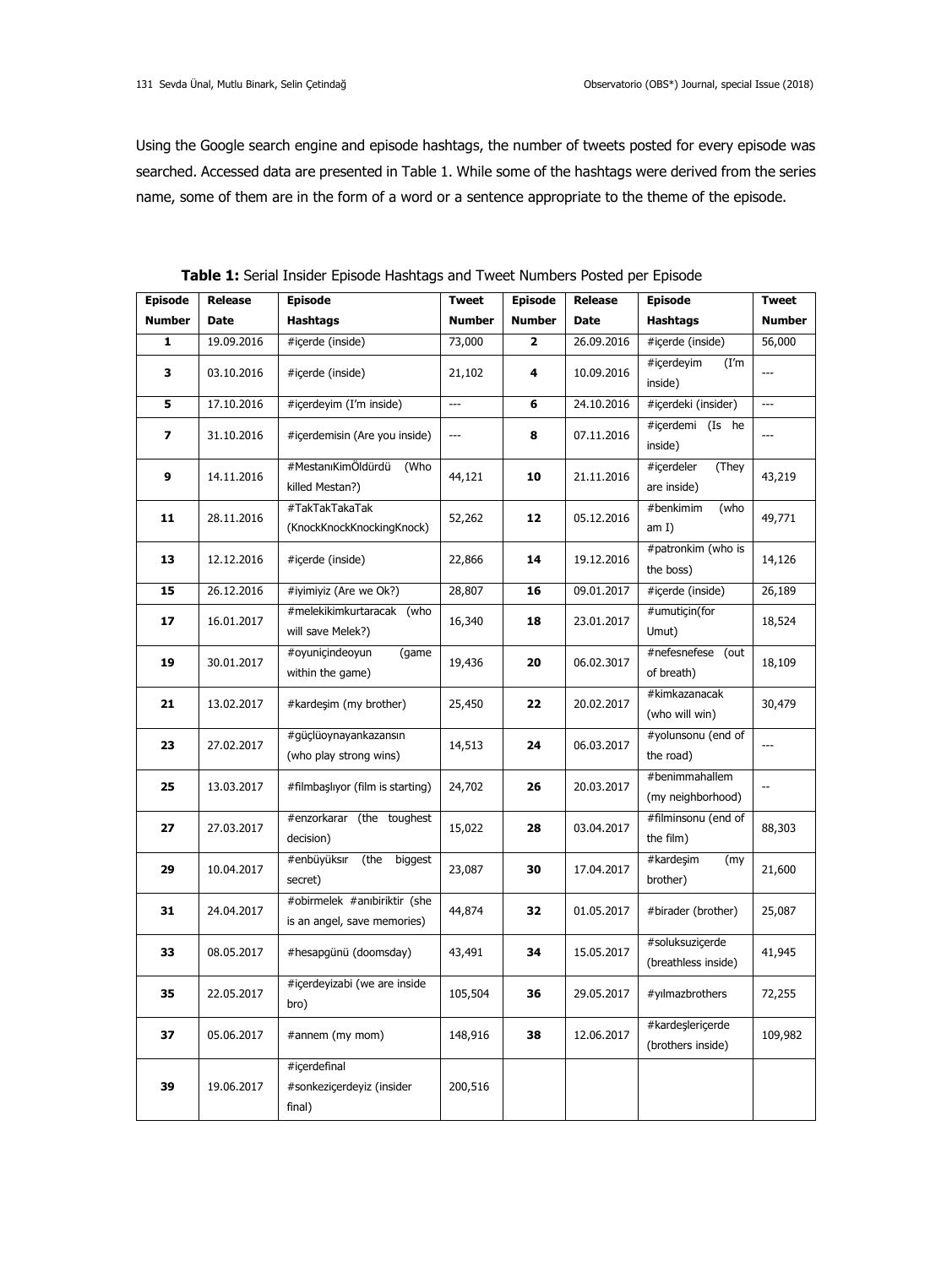Using the Google search engine and episode hashtags, the number of tweets posted for every episode was searched. Accessed data are presented in Table 1. While some of the hashtags were derived from the series name, some of them are in the form of a word or a sentence appropriate to the theme of the episode.

**Table 1:** Serial Insider Episode Hashtags and Tweet Numbers Posted per Episode

| Episode Number | Release Date | Episode Hashtags | Tweet Number | Episode Number | Release Date | Episode Hashtags | Tweet Number |
|---|---|---|---|---|---|---|---|
| 1 | 19.09.2016 | #içerde (inside) | 73,000 | 2 | 26.09.2016 | #içerde (inside) | 56,000 |
| 3 | 03.10.2016 | #içerde (inside) | 21,102 | 4 | 10.09.2016 | #içerdeyim (I'm inside) | --- |
| 5 | 17.10.2016 | #içerdeyim (I'm inside) | --- | 6 | 24.10.2016 | #içerdeki (insider) | --- |
| 7 | 31.10.2016 | #içerdemisin (Are you inside) | --- | 8 | 07.11.2016 | #içerdemi (Is he inside) | --- |
| 9 | 14.11.2016 | #MestanıKimÖldürdü (Who killed Mestan?) | 44,121 | 10 | 21.11.2016 | #içerdeler (They are inside) | 43,219 |
| 11 | 28.11.2016 | #TakTakTakaTak (KnockKnockKnockingKnock) | 52,262 | 12 | 05.12.2016 | #benkimim (who am I) | 49,771 |
| 13 | 12.12.2016 | #içerde (inside) | 22,866 | 14 | 19.12.2016 | #patronkim (who is the boss) | 14,126 |
| 15 | 26.12.2016 | #iyimiyiz (Are we Ok?) | 28,807 | 16 | 09.01.2017 | #içerde (inside) | 26,189 |
| 17 | 16.01.2017 | #melekikimkurtaracak (who will save Melek?) | 16,340 | 18 | 23.01.2017 | #umutiçin(for Umut) | 18,524 |
| 19 | 30.01.2017 | #oyuniçindeoyun (game within the game) | 19,436 | 20 | 06.02.3017 | #nefesnefese (out of breath) | 18,109 |
| 21 | 13.02.2017 | #kardeşim (my brother) | 25,450 | 22 | 20.02.2017 | #kimkazanacak (who will win) | 30,479 |
| 23 | 27.02.2017 | #güçlüoynayankazansın (who play strong wins) | 14,513 | 24 | 06.03.2017 | #yolunsonu (end of the road) | --- |
| 25 | 13.03.2017 | #filmbaşlıyor (film is starting) | 24,702 | 26 | 20.03.2017 | #benimmahallem (my neighborhood) | -- |
| 27 | 27.03.2017 | #enzorkarar (the toughest decision) | 15,022 | 28 | 03.04.2017 | #filminsonu (end of the film) | 88,303 |
| 29 | 10.04.2017 | #enbüyüksır (the biggest secret) | 23,087 | 30 | 17.04.2017 | #kardeşim (my brother) | 21,600 |
| 31 | 24.04.2017 | #obirmelek #anıbiriktir (she is an angel, save memories) | 44,874 | 32 | 01.05.2017 | #birader (brother) | 25,087 |
| 33 | 08.05.2017 | #hesapgünü (doomsday) | 43,491 | 34 | 15.05.2017 | #soluksuziçerde (breathless inside) | 41,945 |
| 35 | 22.05.2017 | #içerdeyizabi (we are inside bro) | 105,504 | 36 | 29.05.2017 | #yılmazbrothers | 72,255 |
| 37 | 05.06.2017 | #annem (my mom) | 148,916 | 38 | 12.06.2017 | #kardeşleriçerde (brothers inside) | 109,982 |
| 39 | 19.06.2017 | #içerdefinal #sonkeziçerdeyiz (insider final) | 200,516 | | | | |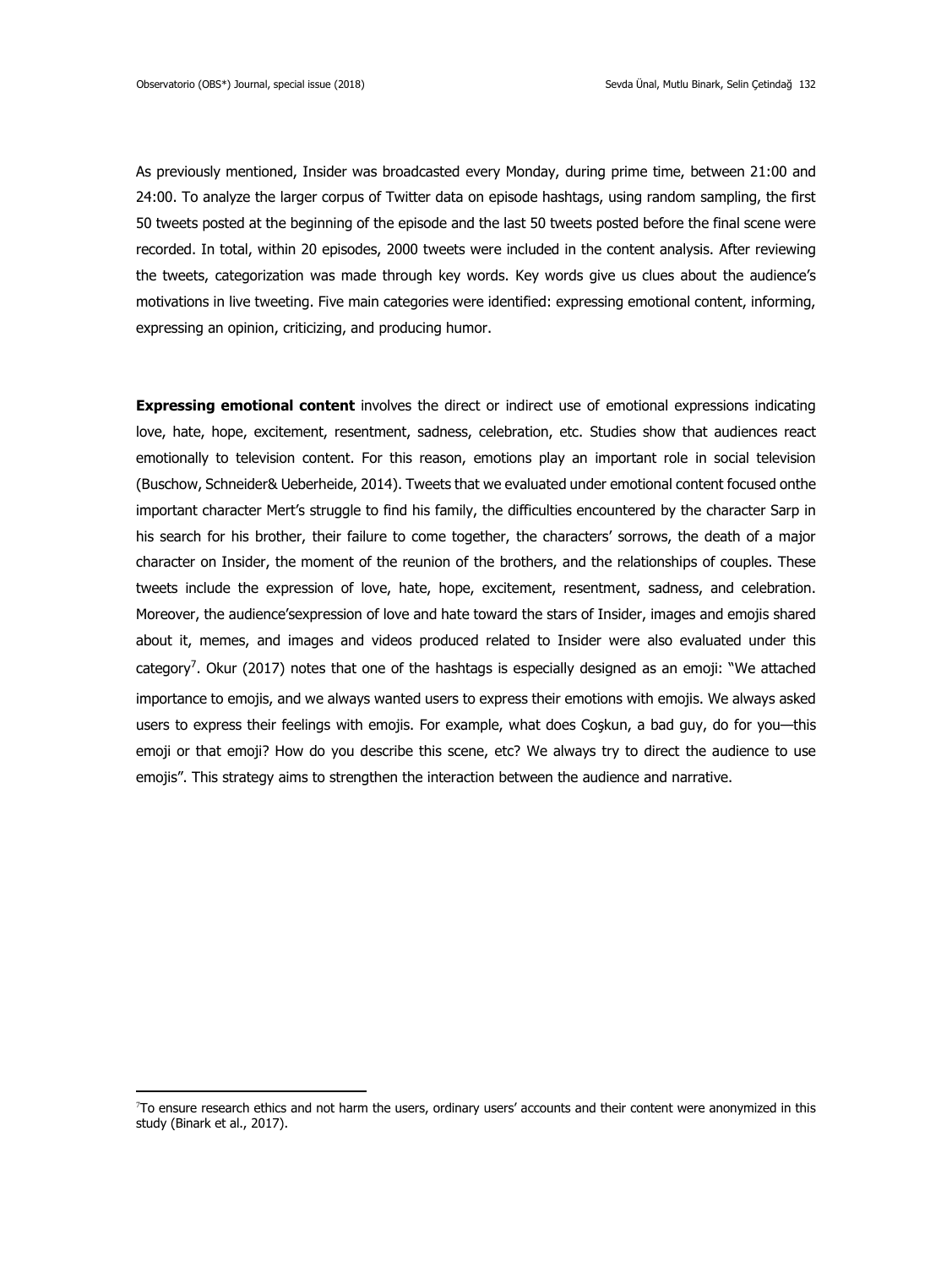As previously mentioned, Insider was broadcasted every Monday, during prime time, between 21:00 and 24:00. To analyze the larger corpus of Twitter data on episode hashtags, using random sampling, the first 50 tweets posted at the beginning of the episode and the last 50 tweets posted before the final scene were recorded. In total, within 20 episodes, 2000 tweets were included in the content analysis. After reviewing the tweets, categorization was made through key words. Key words give us clues about the audience's motivations in live tweeting. Five main categories were identified: expressing emotional content, informing, expressing an opinion, criticizing, and producing humor.

**Expressing emotional content** involves the direct or indirect use of emotional expressions indicating love, hate, hope, excitement, resentment, sadness, celebration, etc. Studies show that audiences react emotionally to television content. For this reason, emotions play an important role in social television (Buschow, Schneider& Ueberheide, 2014). Tweets that we evaluated under emotional content focused onthe important character Mert's struggle to find his family, the difficulties encountered by the character Sarp in his search for his brother, their failure to come together, the characters' sorrows, the death of a major character on Insider, the moment of the reunion of the brothers, and the relationships of couples. These tweets include the expression of love, hate, hope, excitement, resentment, sadness, and celebration. Moreover, the audience'sexpression of love and hate toward the stars of Insider, images and emojis shared about it, memes, and images and videos produced related to Insider were also evaluated under this category[7]. Okur (2017) notes that one of the hashtags is especially designed as an emoji: "We attached importance to emojis, and we always wanted users to express their emotions with emojis. We always asked users to express their feelings with emojis. For example, what does Coşkun, a bad guy, do for you—this emoji or that emoji? How do you describe this scene, etc? We always try to direct the audience to use emojis". This strategy aims to strengthen the interaction between the audience and narrative.

[7]To ensure research ethics and not harm the users, ordinary users' accounts and their content were anonymized in this study (Binark et al., 2017).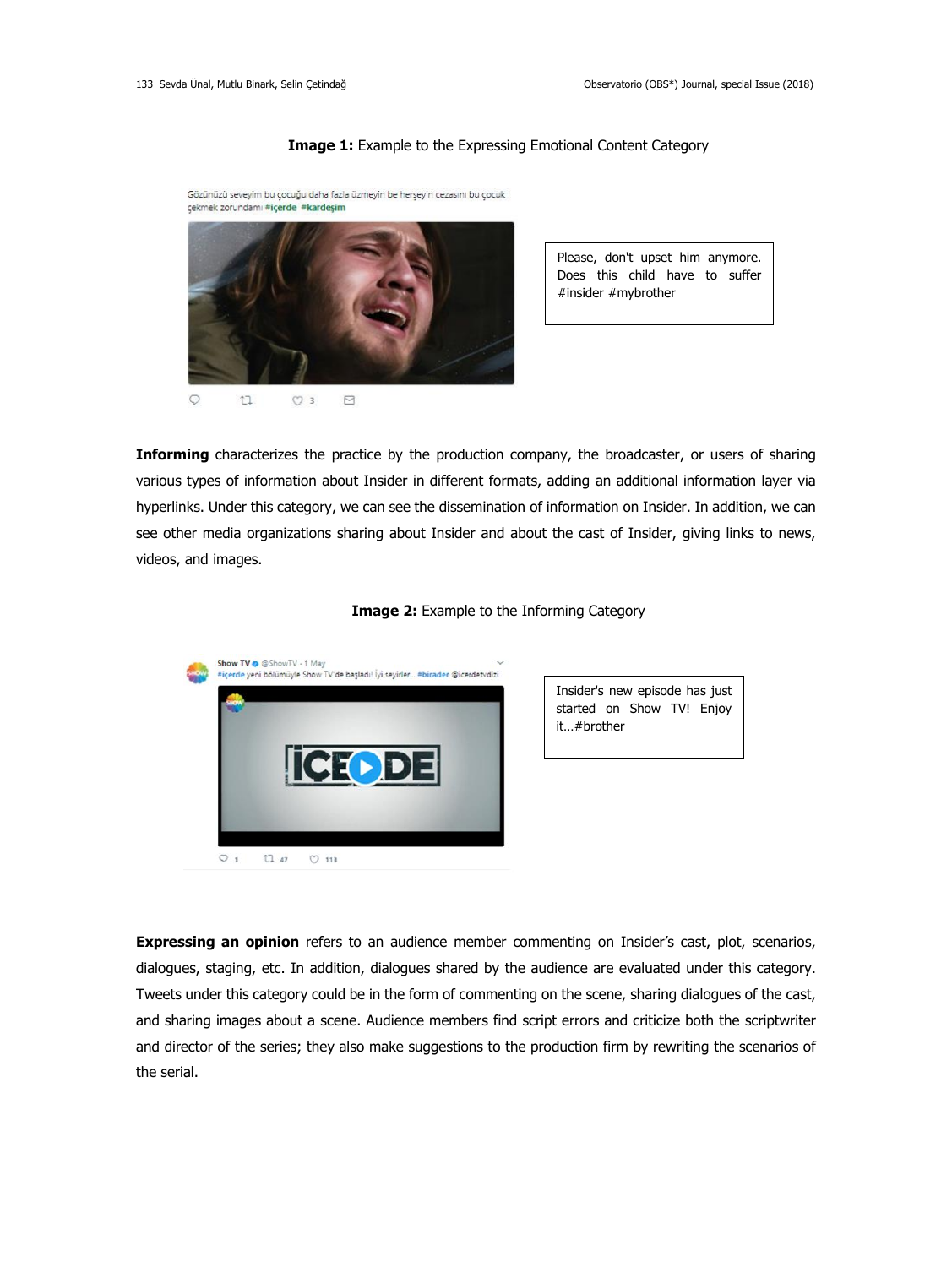**Image 1:** Example to the Expressing Emotional Content Category

Gözünüzü seveyim bu çocuğu daha fazla üzmeyin be herşeyin cezasını bu çocuk çekmek zorundamı #içerde #kardeşim

Please, don't upset him anymore. Does this child have to suffer #insider #mybrother

**Informing** characterizes the practice by the production company, the broadcaster, or users of sharing various types of information about Insider in different formats, adding an additional information layer via hyperlinks. Under this category, we can see the dissemination of information on Insider. In addition, we can see other media organizations sharing about Insider and about the cast of Insider, giving links to news, videos, and images.

**Image 2:** Example to the Informing Category

Show TV @ShowTV · 1 May
#içerde yeni bölümüyle Show TV'de başladı! İyi seyirler... #birader @icerdetvdizi

Insider's new episode has just started on Show TV! Enjoy it…#brother

**Expressing an opinion** refers to an audience member commenting on Insider's cast, plot, scenarios, dialogues, staging, etc. In addition, dialogues shared by the audience are evaluated under this category. Tweets under this category could be in the form of commenting on the scene, sharing dialogues of the cast, and sharing images about a scene. Audience members find script errors and criticize both the scriptwriter and director of the series; they also make suggestions to the production firm by rewriting the scenarios of the serial.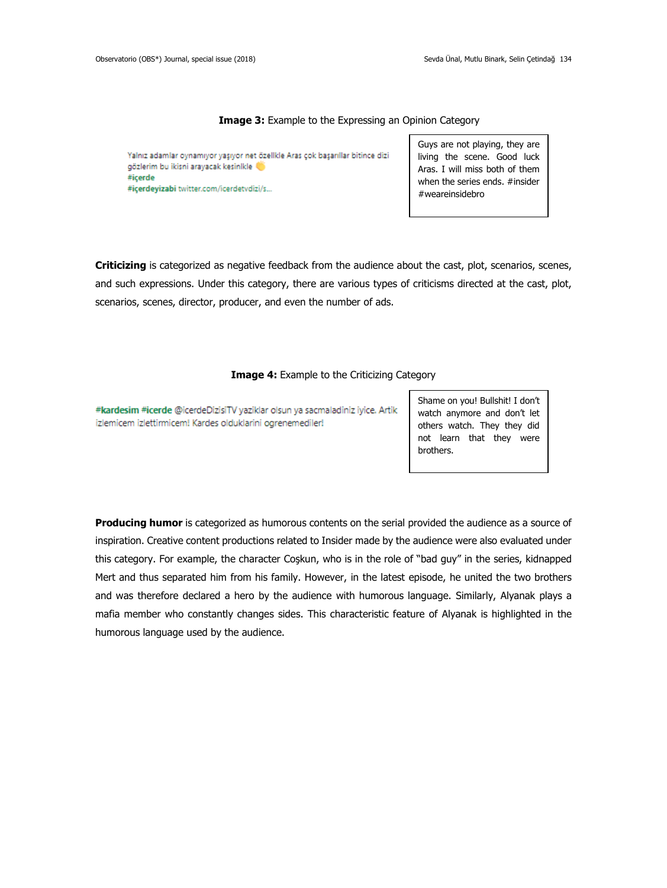**Image 3:** Example to the Expressing an Opinion Category

| Yalnız adamlar oynamıyor yaşıyor net özellkle Aras çok başarılar bitince dizi gözlerim bu ikisni arayacak kesinlkle 👏 #içerde #içerdeyizabi twitter.com/icerdetvdizi/s... | Guys are not playing, they are living the scene. Good luck Aras. I will miss both of them when the series ends. #insider #weareinsidebro |
| --- | --- |

**Criticizing** is categorized as negative feedback from the audience about the cast, plot, scenarios, scenes, and such expressions. Under this category, there are various types of criticisms directed at the cast, plot, scenarios, scenes, director, producer, and even the number of ads.

**Image 4:** Example to the Criticizing Category

| #kardesim #icerde @icerdeDizisiTV yaziklar olsun ya sacmaladiniz iyice. Artik izlemicem izlettirmicem! Kardes olduklarini ogrenemediler! | Shame on you! Bullshit! I don't watch anymore and don't let others watch. They they did not learn that they were brothers. |
| --- | --- |

**Producing humor** is categorized as humorous contents on the serial provided the audience as a source of inspiration. Creative content productions related to Insider made by the audience were also evaluated under this category. For example, the character Coşkun, who is in the role of "bad guy" in the series, kidnapped Mert and thus separated him from his family. However, in the latest episode, he united the two brothers and was therefore declared a hero by the audience with humorous language. Similarly, Alyanak plays a mafia member who constantly changes sides. This characteristic feature of Alyanak is highlighted in the humorous language used by the audience.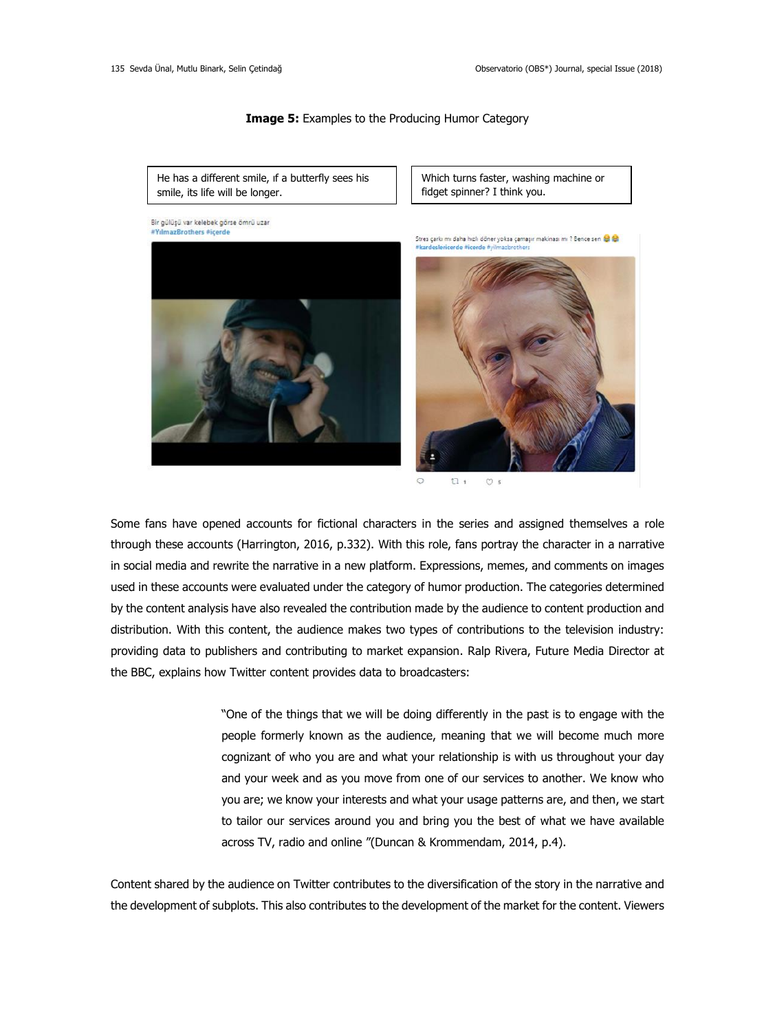**Image 5:** Examples to the Producing Humor Category

He has a different smile, ıf a butterfly sees his smile, its life will be longer.

Which turns faster, washing machine or fidget spinner? I think you.

Some fans have opened accounts for fictional characters in the series and assigned themselves a role through these accounts (Harrington, 2016, p.332). With this role, fans portray the character in a narrative in social media and rewrite the narrative in a new platform. Expressions, memes, and comments on images used in these accounts were evaluated under the category of humor production. The categories determined by the content analysis have also revealed the contribution made by the audience to content production and distribution. With this content, the audience makes two types of contributions to the television industry: providing data to publishers and contributing to market expansion. Ralp Rivera, Future Media Director at the BBC, explains how Twitter content provides data to broadcasters:

> "One of the things that we will be doing differently in the past is to engage with the people formerly known as the audience, meaning that we will become much more cognizant of who you are and what your relationship is with us throughout your day and your week and as you move from one of our services to another. We know who you are; we know your interests and what your usage patterns are, and then, we start to tailor our services around you and bring you the best of what we have available across TV, radio and online "(Duncan & Krommendam, 2014, p.4).

Content shared by the audience on Twitter contributes to the diversification of the story in the narrative and the development of subplots. This also contributes to the development of the market for the content. Viewers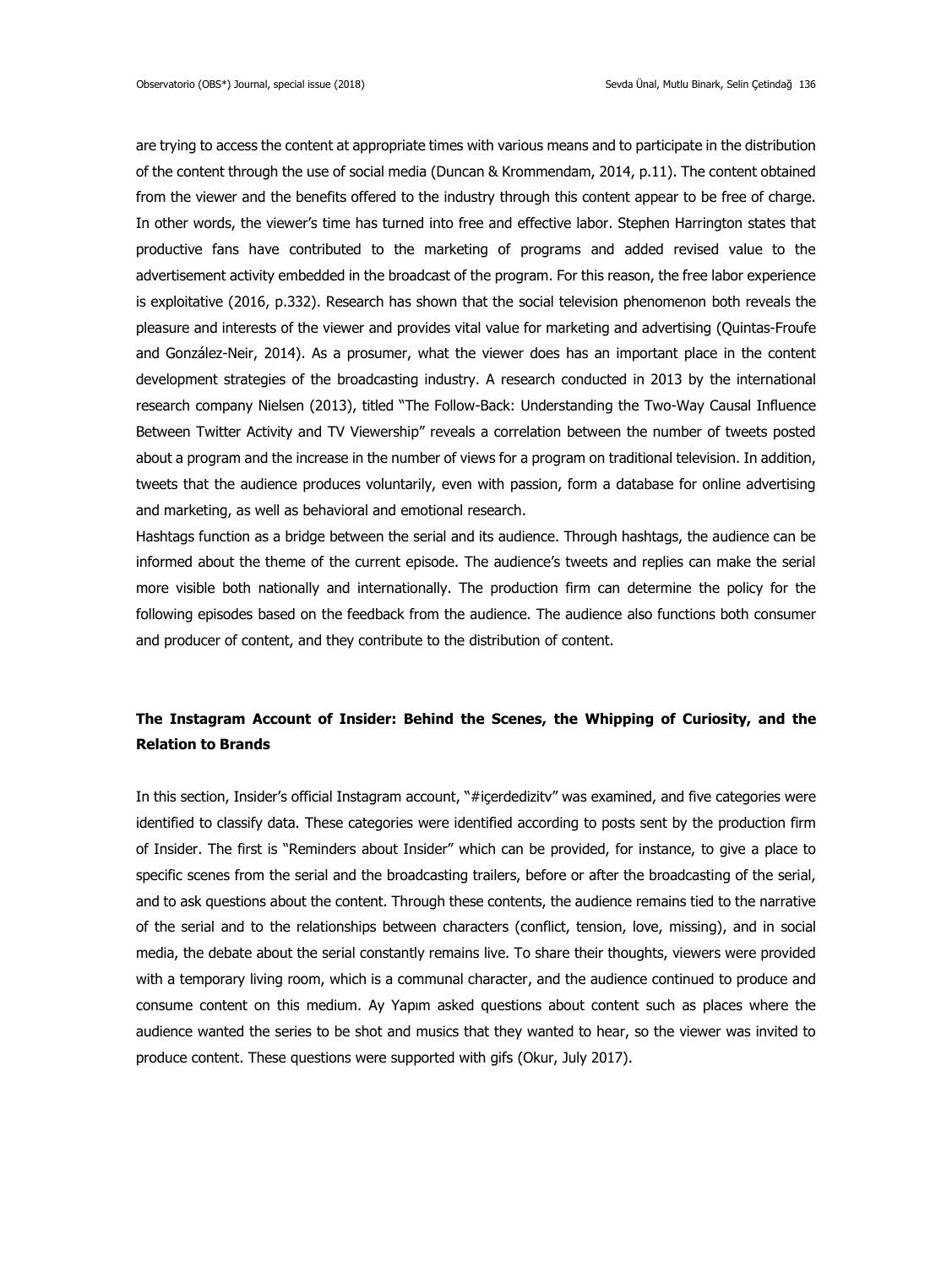are trying to access the content at appropriate times with various means and to participate in the distribution of the content through the use of social media (Duncan & Krommendam, 2014, p.11). The content obtained from the viewer and the benefits offered to the industry through this content appear to be free of charge. In other words, the viewer's time has turned into free and effective labor. Stephen Harrington states that productive fans have contributed to the marketing of programs and added revised value to the advertisement activity embedded in the broadcast of the program. For this reason, the free labor experience is exploitative (2016, p.332). Research has shown that the social television phenomenon both reveals the pleasure and interests of the viewer and provides vital value for marketing and advertising (Quintas-Froufe and González-Neir, 2014). As a prosumer, what the viewer does has an important place in the content development strategies of the broadcasting industry. A research conducted in 2013 by the international research company Nielsen (2013), titled "The Follow-Back: Understanding the Two-Way Causal Influence Between Twitter Activity and TV Viewership" reveals a correlation between the number of tweets posted about a program and the increase in the number of views for a program on traditional television. In addition, tweets that the audience produces voluntarily, even with passion, form a database for online advertising and marketing, as well as behavioral and emotional research.

Hashtags function as a bridge between the serial and its audience. Through hashtags, the audience can be informed about the theme of the current episode. The audience's tweets and replies can make the serial more visible both nationally and internationally. The production firm can determine the policy for the following episodes based on the feedback from the audience. The audience also functions both consumer and producer of content, and they contribute to the distribution of content.

## The Instagram Account of Insider: Behind the Scenes, the Whipping of Curiosity, and the Relation to Brands

In this section, Insider's official Instagram account, "#içerdedizitv" was examined, and five categories were identified to classify data. These categories were identified according to posts sent by the production firm of Insider. The first is "Reminders about Insider" which can be provided, for instance, to give a place to specific scenes from the serial and the broadcasting trailers, before or after the broadcasting of the serial, and to ask questions about the content. Through these contents, the audience remains tied to the narrative of the serial and to the relationships between characters (conflict, tension, love, missing), and in social media, the debate about the serial constantly remains live. To share their thoughts, viewers were provided with a temporary living room, which is a communal character, and the audience continued to produce and consume content on this medium. Ay Yapım asked questions about content such as places where the audience wanted the series to be shot and musics that they wanted to hear, so the viewer was invited to produce content. These questions were supported with gifs (Okur, July 2017).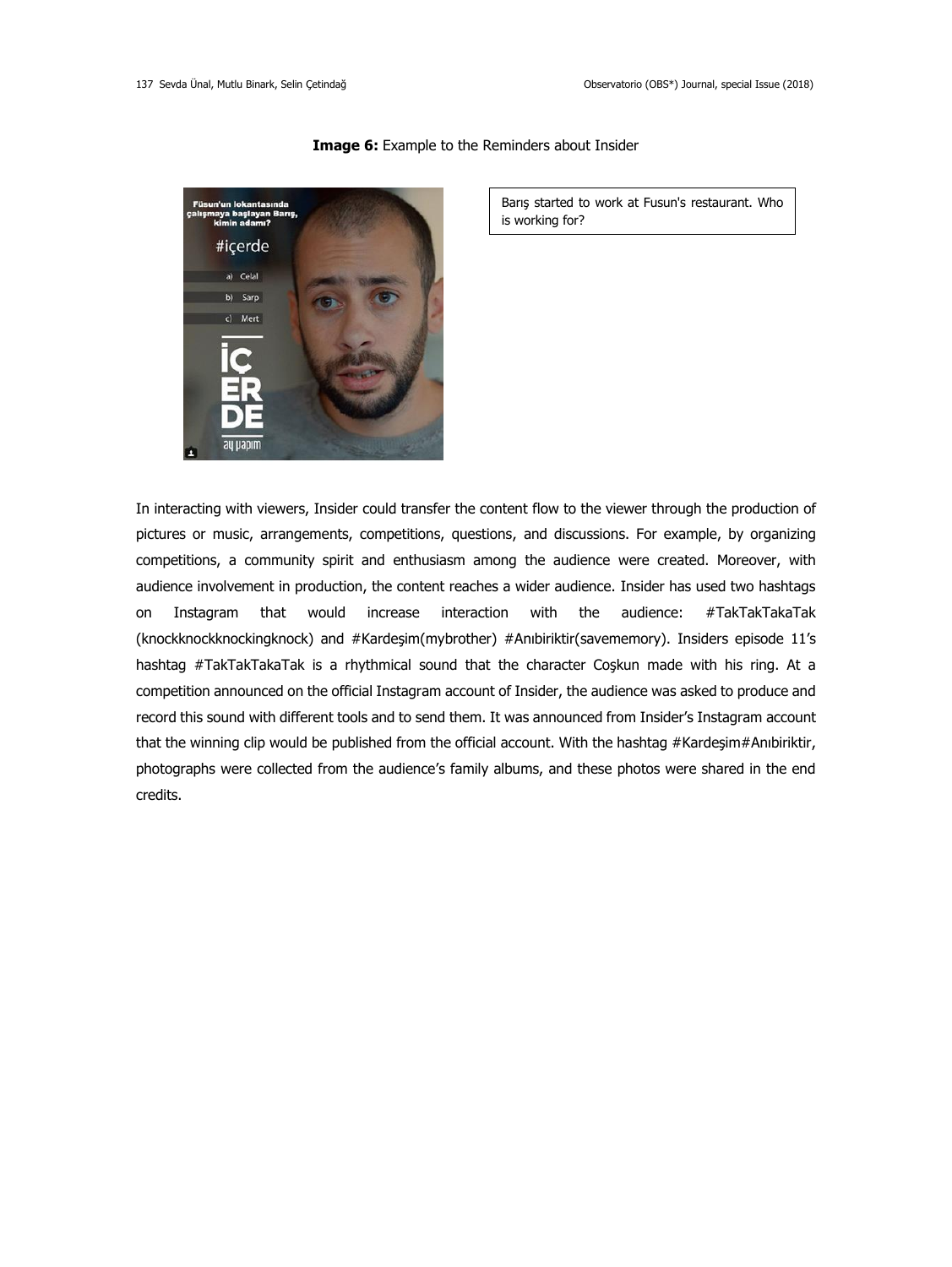**Image 6:** Example to the Reminders about Insider

Barış started to work at Fusun's restaurant. Who is working for?

In interacting with viewers, Insider could transfer the content flow to the viewer through the production of pictures or music, arrangements, competitions, questions, and discussions. For example, by organizing competitions, a community spirit and enthusiasm among the audience were created. Moreover, with audience involvement in production, the content reaches a wider audience. Insider has used two hashtags on Instagram that would increase interaction with the audience: #TakTakTakaTak (knockknockknockingknock) and #Kardeşim(mybrother) #Anıbiriktir(savememory). Insiders episode 11's hashtag #TakTakTakaTak is a rhythmical sound that the character Coşkun made with his ring. At a competition announced on the official Instagram account of Insider, the audience was asked to produce and record this sound with different tools and to send them. It was announced from Insider's Instagram account that the winning clip would be published from the official account. With the hashtag #Kardeşim#Anıbiriktir, photographs were collected from the audience's family albums, and these photos were shared in the end credits.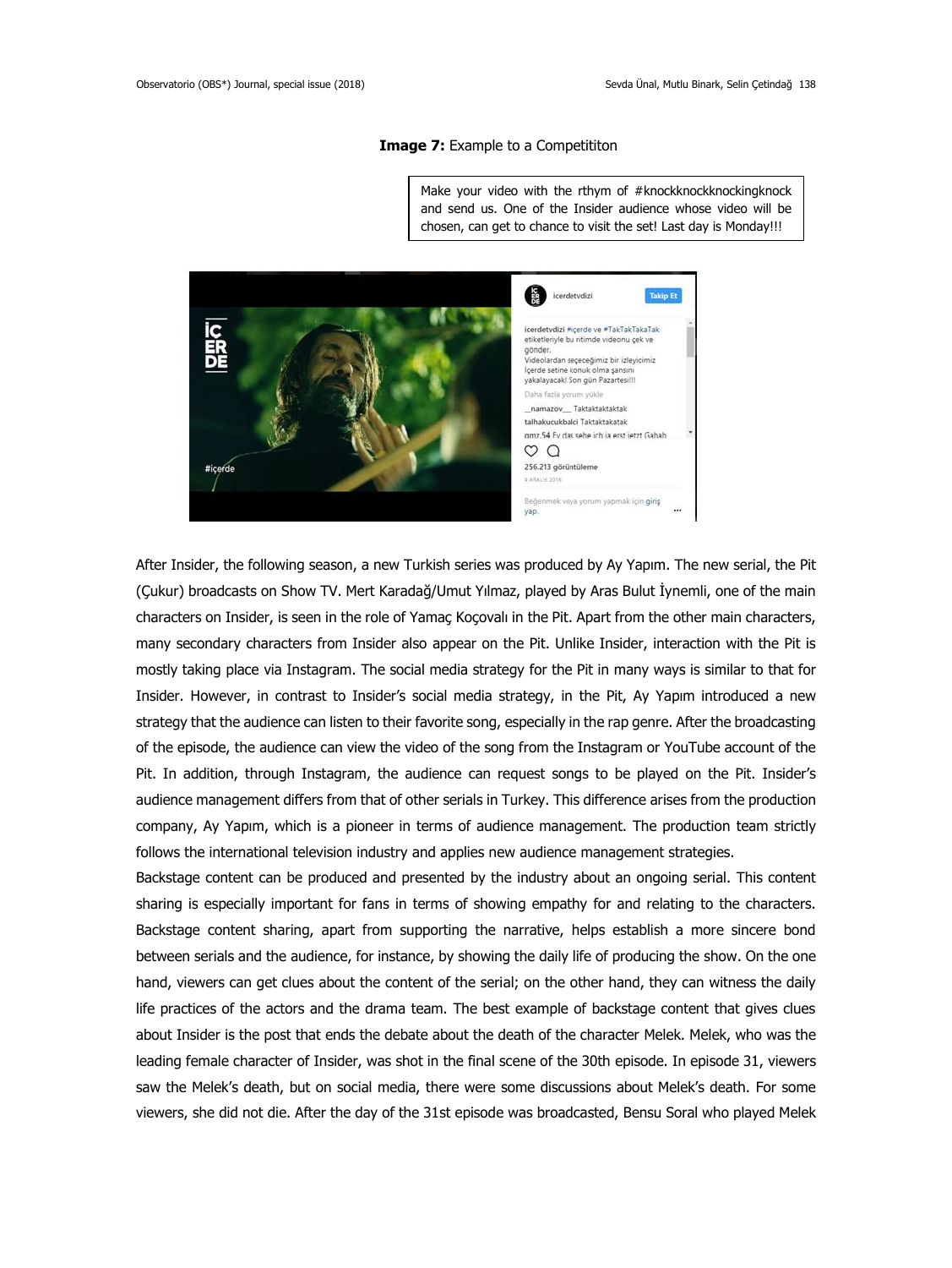**Image 7:** Example to a Competititon

Make your video with the rthym of #knockknockknockingknock and send us. One of the Insider audience whose video will be chosen, can get to chance to visit the set! Last day is Monday!!!

After Insider, the following season, a new Turkish series was produced by Ay Yapım. The new serial, the Pit (Çukur) broadcasts on Show TV. Mert Karadağ/Umut Yılmaz, played by Aras Bulut İynemli, one of the main characters on Insider, is seen in the role of Yamaç Koçovalı in the Pit. Apart from the other main characters, many secondary characters from Insider also appear on the Pit. Unlike Insider, interaction with the Pit is mostly taking place via Instagram. The social media strategy for the Pit in many ways is similar to that for Insider. However, in contrast to Insider's social media strategy, in the Pit, Ay Yapım introduced a new strategy that the audience can listen to their favorite song, especially in the rap genre. After the broadcasting of the episode, the audience can view the video of the song from the Instagram or YouTube account of the Pit. In addition, through Instagram, the audience can request songs to be played on the Pit. Insider's audience management differs from that of other serials in Turkey. This difference arises from the production company, Ay Yapım, which is a pioneer in terms of audience management. The production team strictly follows the international television industry and applies new audience management strategies.

Backstage content can be produced and presented by the industry about an ongoing serial. This content sharing is especially important for fans in terms of showing empathy for and relating to the characters. Backstage content sharing, apart from supporting the narrative, helps establish a more sincere bond between serials and the audience, for instance, by showing the daily life of producing the show. On the one hand, viewers can get clues about the content of the serial; on the other hand, they can witness the daily life practices of the actors and the drama team. The best example of backstage content that gives clues about Insider is the post that ends the debate about the death of the character Melek. Melek, who was the leading female character of Insider, was shot in the final scene of the 30th episode. In episode 31, viewers saw the Melek's death, but on social media, there were some discussions about Melek's death. For some viewers, she did not die. After the day of the 31st episode was broadcasted, Bensu Soral who played Melek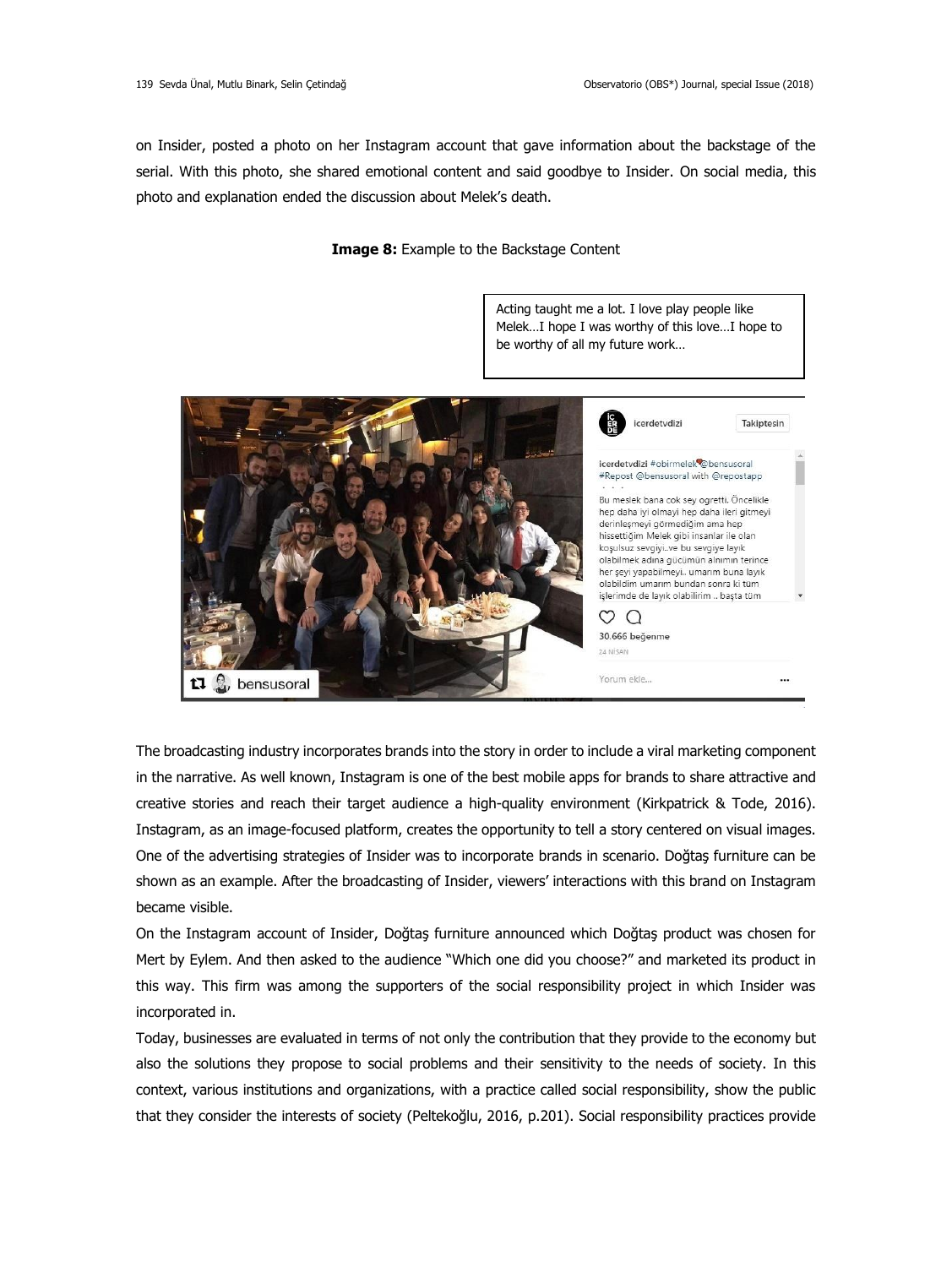on Insider, posted a photo on her Instagram account that gave information about the backstage of the serial. With this photo, she shared emotional content and said goodbye to Insider. On social media, this photo and explanation ended the discussion about Melek's death.

**Image 8:** Example to the Backstage Content

Acting taught me a lot. I love play people like Melek…I hope I was worthy of this love…I hope to be worthy of all my future work…

The broadcasting industry incorporates brands into the story in order to include a viral marketing component in the narrative. As well known, Instagram is one of the best mobile apps for brands to share attractive and creative stories and reach their target audience a high-quality environment (Kirkpatrick & Tode, 2016). Instagram, as an image-focused platform, creates the opportunity to tell a story centered on visual images. One of the advertising strategies of Insider was to incorporate brands in scenario. Doğtaş furniture can be shown as an example. After the broadcasting of Insider, viewers' interactions with this brand on Instagram became visible.

On the Instagram account of Insider, Doğtaş furniture announced which Doğtaş product was chosen for Mert by Eylem. And then asked to the audience "Which one did you choose?" and marketed its product in this way. This firm was among the supporters of the social responsibility project in which Insider was incorporated in.

Today, businesses are evaluated in terms of not only the contribution that they provide to the economy but also the solutions they propose to social problems and their sensitivity to the needs of society. In this context, various institutions and organizations, with a practice called social responsibility, show the public that they consider the interests of society (Peltekoğlu, 2016, p.201). Social responsibility practices provide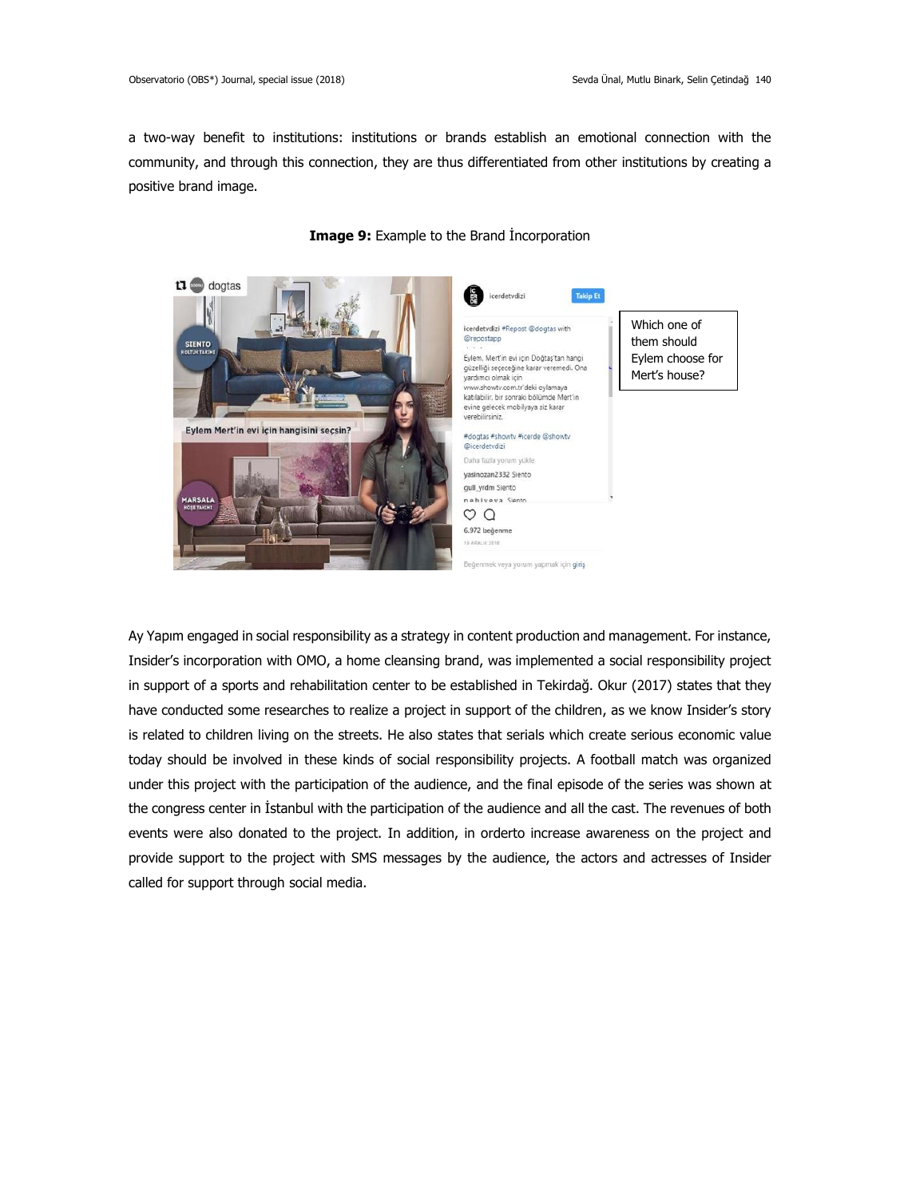a two-way benefit to institutions: institutions or brands establish an emotional connection with the community, and through this connection, they are thus differentiated from other institutions by creating a positive brand image.

**Image 9:** Example to the Brand İncorporation

Which one of them should Eylem choose for Mert's house?

Ay Yapım engaged in social responsibility as a strategy in content production and management. For instance, Insider's incorporation with OMO, a home cleansing brand, was implemented a social responsibility project in support of a sports and rehabilitation center to be established in Tekirdağ. Okur (2017) states that they have conducted some researches to realize a project in support of the children, as we know Insider's story is related to children living on the streets. He also states that serials which create serious economic value today should be involved in these kinds of social responsibility projects. A football match was organized under this project with the participation of the audience, and the final episode of the series was shown at the congress center in İstanbul with the participation of the audience and all the cast. The revenues of both events were also donated to the project. In addition, in orderto increase awareness on the project and provide support to the project with SMS messages by the audience, the actors and actresses of Insider called for support through social media.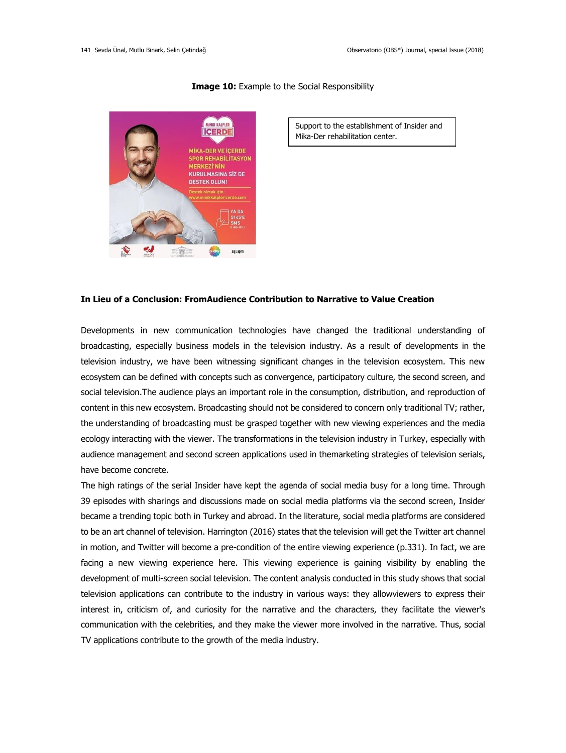**Image 10:** Example to the Social Responsibility

Support to the establishment of Insider and Mika-Der rehabilitation center.

**In Lieu of a Conclusion: FromAudience Contribution to Narrative to Value Creation**

Developments in new communication technologies have changed the traditional understanding of broadcasting, especially business models in the television industry. As a result of developments in the television industry, we have been witnessing significant changes in the television ecosystem. This new ecosystem can be defined with concepts such as convergence, participatory culture, the second screen, and social television.The audience plays an important role in the consumption, distribution, and reproduction of content in this new ecosystem. Broadcasting should not be considered to concern only traditional TV; rather, the understanding of broadcasting must be grasped together with new viewing experiences and the media ecology interacting with the viewer. The transformations in the television industry in Turkey, especially with audience management and second screen applications used in themarketing strategies of television serials, have become concrete.

The high ratings of the serial Insider have kept the agenda of social media busy for a long time. Through 39 episodes with sharings and discussions made on social media platforms via the second screen, Insider became a trending topic both in Turkey and abroad. In the literature, social media platforms are considered to be an art channel of television. Harrington (2016) states that the television will get the Twitter art channel in motion, and Twitter will become a pre-condition of the entire viewing experience (p.331). In fact, we are facing a new viewing experience here. This viewing experience is gaining visibility by enabling the development of multi-screen social television. The content analysis conducted in this study shows that social television applications can contribute to the industry in various ways: they allowviewers to express their interest in, criticism of, and curiosity for the narrative and the characters, they facilitate the viewer's communication with the celebrities, and they make the viewer more involved in the narrative. Thus, social TV applications contribute to the growth of the media industry.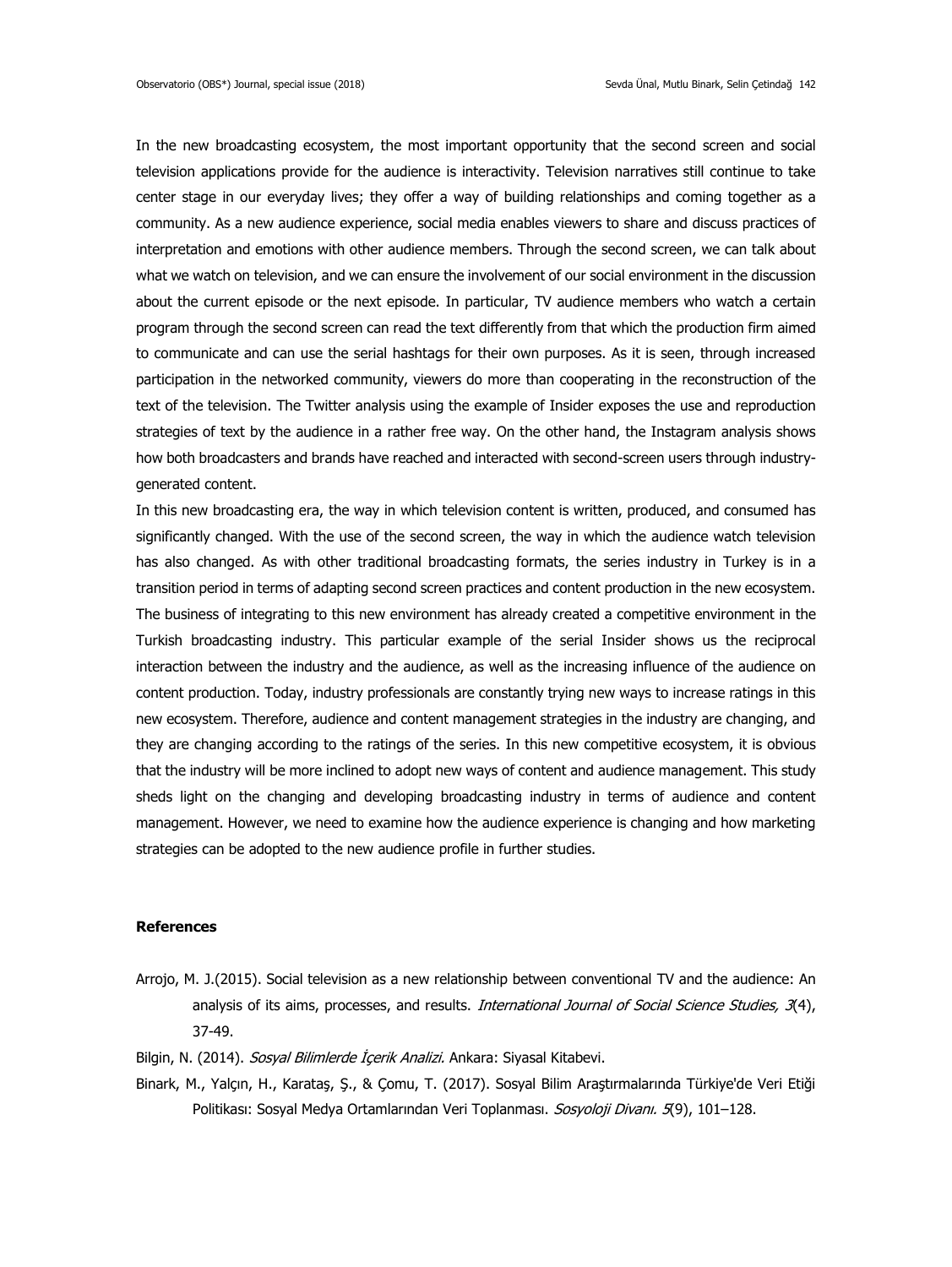In the new broadcasting ecosystem, the most important opportunity that the second screen and social television applications provide for the audience is interactivity. Television narratives still continue to take center stage in our everyday lives; they offer a way of building relationships and coming together as a community. As a new audience experience, social media enables viewers to share and discuss practices of interpretation and emotions with other audience members. Through the second screen, we can talk about what we watch on television, and we can ensure the involvement of our social environment in the discussion about the current episode or the next episode. In particular, TV audience members who watch a certain program through the second screen can read the text differently from that which the production firm aimed to communicate and can use the serial hashtags for their own purposes. As it is seen, through increased participation in the networked community, viewers do more than cooperating in the reconstruction of the text of the television. The Twitter analysis using the example of Insider exposes the use and reproduction strategies of text by the audience in a rather free way. On the other hand, the Instagram analysis shows how both broadcasters and brands have reached and interacted with second-screen users through industry-generated content.

In this new broadcasting era, the way in which television content is written, produced, and consumed has significantly changed. With the use of the second screen, the way in which the audience watch television has also changed. As with other traditional broadcasting formats, the series industry in Turkey is in a transition period in terms of adapting second screen practices and content production in the new ecosystem. The business of integrating to this new environment has already created a competitive environment in the Turkish broadcasting industry. This particular example of the serial Insider shows us the reciprocal interaction between the industry and the audience, as well as the increasing influence of the audience on content production. Today, industry professionals are constantly trying new ways to increase ratings in this new ecosystem. Therefore, audience and content management strategies in the industry are changing, and they are changing according to the ratings of the series. In this new competitive ecosystem, it is obvious that the industry will be more inclined to adopt new ways of content and audience management. This study sheds light on the changing and developing broadcasting industry in terms of audience and content management. However, we need to examine how the audience experience is changing and how marketing strategies can be adopted to the new audience profile in further studies.

## References

Arrojo, M. J.(2015). Social television as a new relationship between conventional TV and the audience: An analysis of its aims, processes, and results. *International Journal of Social Science Studies, 3*(4), 37-49.

Bilgin, N. (2014). *Sosyal Bilimlerde İçerik Analizi.* Ankara: Siyasal Kitabevi.

Binark, M., Yalçın, H., Karataş, Ş., & Çomu, T. (2017). Sosyal Bilim Araştırmalarında Türkiye'de Veri Etiği Politikası: Sosyal Medya Ortamlarından Veri Toplanması. *Sosyoloji Divanı. 5*(9), 101–128.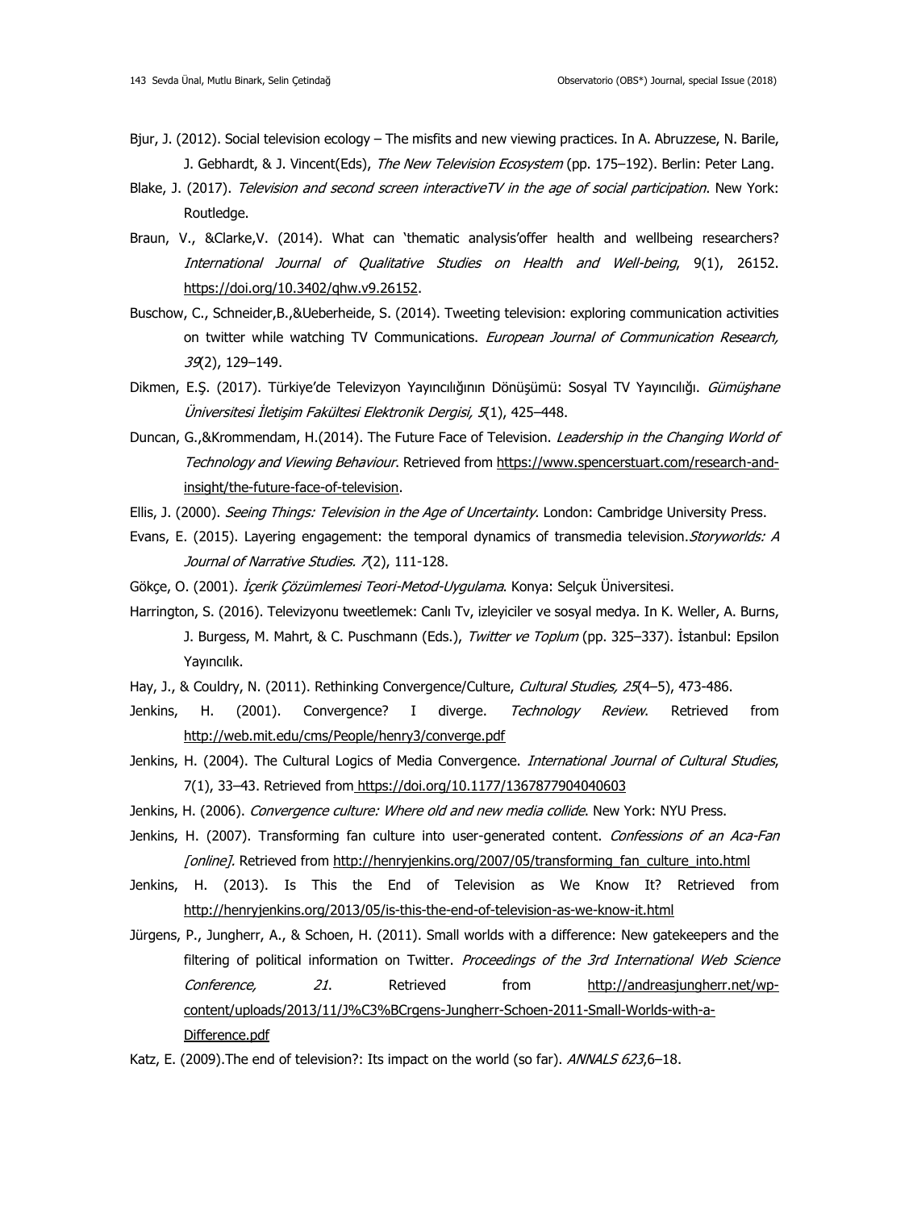Bjur, J. (2012). Social television ecology – The misfits and new viewing practices. In A. Abruzzese, N. Barile, J. Gebhardt, & J. Vincent(Eds), *The New Television Ecosystem* (pp. 175–192). Berlin: Peter Lang.

Blake, J. (2017). *Television and second screen interactiveTV in the age of social participation*. New York: Routledge.

Braun, V., &Clarke,V. (2014). What can 'thematic analysis'offer health and wellbeing researchers? *International Journal of Qualitative Studies on Health and Well-being*, 9(1), 26152. https://doi.org/10.3402/qhw.v9.26152.

Buschow, C., Schneider,B.,&Ueberheide, S. (2014). Tweeting television: exploring communication activities on twitter while watching TV Communications. *European Journal of Communication Research, 39*(2), 129–149.

Dikmen, E.Ş. (2017). Türkiye'de Televizyon Yayıncılığının Dönüşümü: Sosyal TV Yayıncılığı. *Gümüşhane Üniversitesi İletişim Fakültesi Elektronik Dergisi, 5*(1), 425–448.

Duncan, G.,&Krommendam, H.(2014). The Future Face of Television. *Leadership in the Changing World of Technology and Viewing Behaviour*. Retrieved from https://www.spencerstuart.com/research-and-insight/the-future-face-of-television.

Ellis, J. (2000). *Seeing Things: Television in the Age of Uncertainty*. London: Cambridge University Press.

Evans, E. (2015). Layering engagement: the temporal dynamics of transmedia television.*Storyworlds: A Journal of Narrative Studies. 7*(2), 111-128.

Gökçe, O. (2001). *İçerik Çözümlemesi Teori-Metod-Uygulama*. Konya: Selçuk Üniversitesi.

Harrington, S. (2016). Televizyonu tweetlemek: Canlı Tv, izleyiciler ve sosyal medya. In K. Weller, A. Burns, J. Burgess, M. Mahrt, & C. Puschmann (Eds.), *Twitter ve Toplum* (pp. 325–337). İstanbul: Epsilon Yayıncılık.

Hay, J., & Couldry, N. (2011). Rethinking Convergence/Culture, *Cultural Studies, 25*(4–5), 473-486.

Jenkins, H. (2001). Convergence? I diverge. *Technology Review*. Retrieved from http://web.mit.edu/cms/People/henry3/converge.pdf

Jenkins, H. (2004). The Cultural Logics of Media Convergence. *International Journal of Cultural Studies*, 7(1), 33–43. Retrieved from https://doi.org/10.1177/1367877904040603

Jenkins, H. (2006). *Convergence culture: Where old and new media collide*. New York: NYU Press.

Jenkins, H. (2007). Transforming fan culture into user-generated content. *Confessions of an Aca-Fan [online]*. Retrieved from http://henryjenkins.org/2007/05/transforming_fan_culture_into.html

Jenkins, H. (2013). Is This the End of Television as We Know It? Retrieved from http://henryjenkins.org/2013/05/is-this-the-end-of-television-as-we-know-it.html

Jürgens, P., Jungherr, A., & Schoen, H. (2011). Small worlds with a difference: New gatekeepers and the filtering of political information on Twitter. *Proceedings of the 3rd International Web Science Conference, 21*. Retrieved from http://andreasjungherr.net/wp-content/uploads/2013/11/J%C3%BCrgens-Jungherr-Schoen-2011-Small-Worlds-with-a-Difference.pdf

Katz, E. (2009).The end of television?: Its impact on the world (so far). *ANNALS 623*,6–18.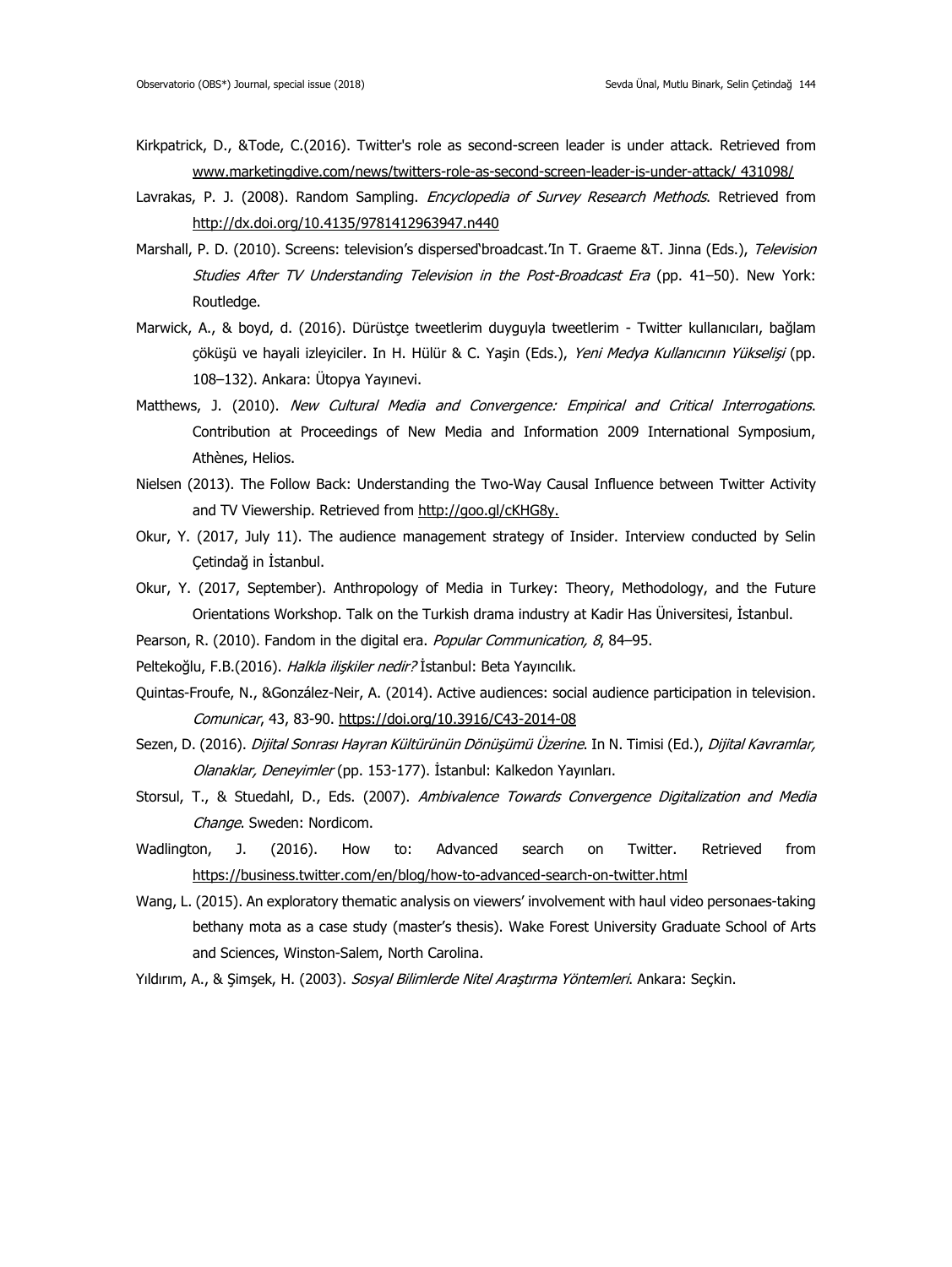Kirkpatrick, D., &Tode, C.(2016). Twitter's role as second-screen leader is under attack. Retrieved from www.marketingdive.com/news/twitters-role-as-second-screen-leader-is-under-attack/ 431098/

Lavrakas, P. J. (2008). Random Sampling. *Encyclopedia of Survey Research Methods*. Retrieved from http://dx.doi.org/10.4135/9781412963947.n440

Marshall, P. D. (2010). Screens: television's dispersed'broadcast.'In T. Graeme &T. Jinna (Eds.), *Television Studies After TV Understanding Television in the Post-Broadcast Era* (pp. 41–50). New York: Routledge.

Marwick, A., & boyd, d. (2016). Dürüstçe tweetlerim duyguyla tweetlerim - Twitter kullanıcıları, bağlam çöküşü ve hayali izleyiciler. In H. Hülür & C. Yaşin (Eds.), *Yeni Medya Kullanıcının Yükselişi* (pp. 108–132). Ankara: Ütopya Yayınevi.

Matthews, J. (2010). *New Cultural Media and Convergence: Empirical and Critical Interrogations*. Contribution at Proceedings of New Media and Information 2009 International Symposium, Athènes, Helios.

Nielsen (2013). The Follow Back: Understanding the Two-Way Causal Influence between Twitter Activity and TV Viewership. Retrieved from http://goo.gl/cKHG8y.

Okur, Y. (2017, July 11). The audience management strategy of Insider. Interview conducted by Selin Çetindağ in İstanbul.

Okur, Y. (2017, September). Anthropology of Media in Turkey: Theory, Methodology, and the Future Orientations Workshop. Talk on the Turkish drama industry at Kadir Has Üniversitesi, İstanbul.

Pearson, R. (2010). Fandom in the digital era. *Popular Communication, 8*, 84–95.

Peltekoğlu, F.B.(2016). *Halkla ilişkiler nedir?* İstanbul: Beta Yayıncılık.

Quintas-Froufe, N., &González-Neir, A. (2014). Active audiences: social audience participation in television. *Comunicar*, 43, 83-90. https://doi.org/10.3916/C43-2014-08

Sezen, D. (2016). *Dijital Sonrası Hayran Kültürünün Dönüşümü Üzerine*. In N. Timisi (Ed.), *Dijital Kavramlar, Olanaklar, Deneyimler* (pp. 153-177). İstanbul: Kalkedon Yayınları.

Storsul, T., & Stuedahl, D., Eds. (2007). *Ambivalence Towards Convergence Digitalization and Media Change*. Sweden: Nordicom.

Wadlington, J. (2016). How to: Advanced search on Twitter. Retrieved from https://business.twitter.com/en/blog/how-to-advanced-search-on-twitter.html

Wang, L. (2015). An exploratory thematic analysis on viewers' involvement with haul video personaes-taking bethany mota as a case study (master's thesis). Wake Forest University Graduate School of Arts and Sciences, Winston-Salem, North Carolina.

Yıldırım, A., & Şimşek, H. (2003). *Sosyal Bilimlerde Nitel Araştırma Yöntemleri*. Ankara: Seçkin.